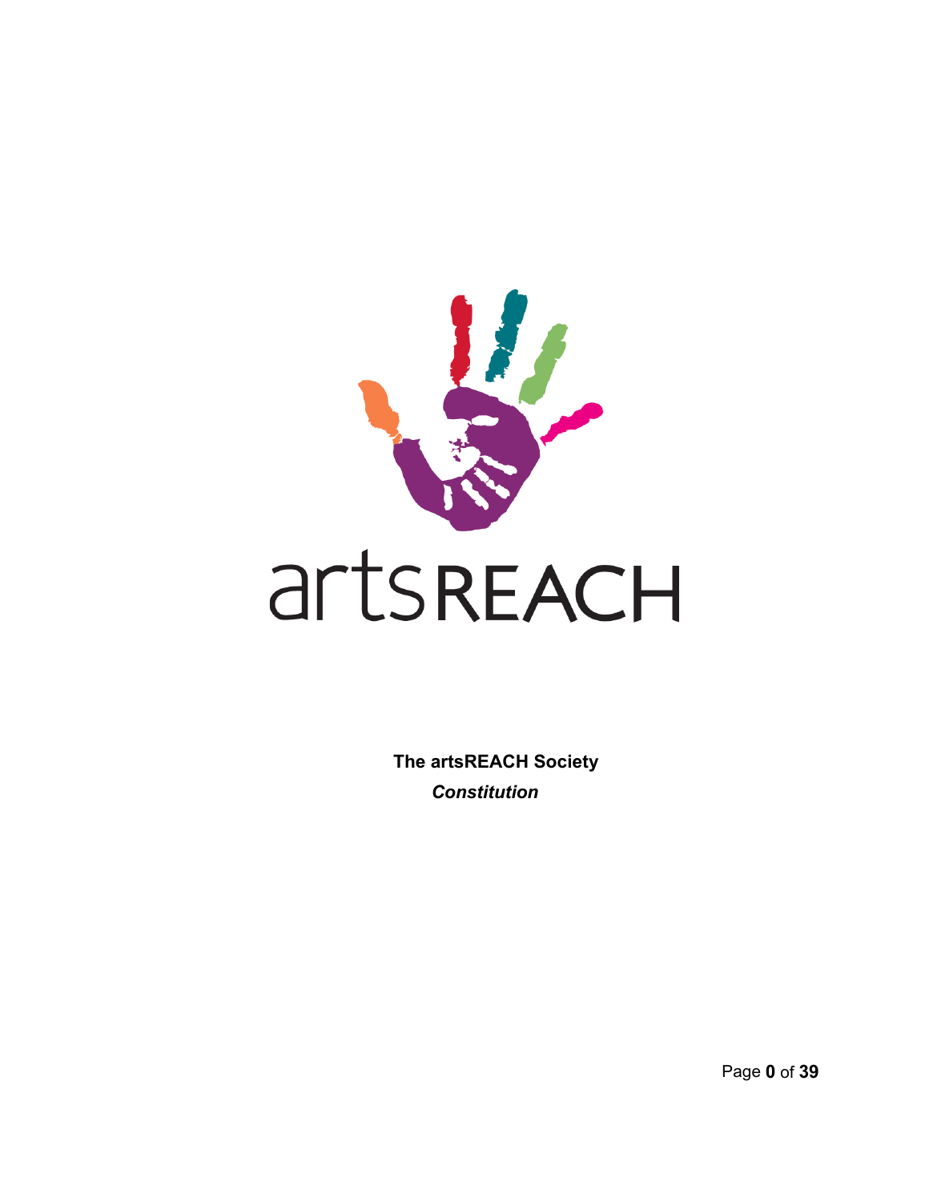artsREACH

**The artsREACH Society**

***Constitution***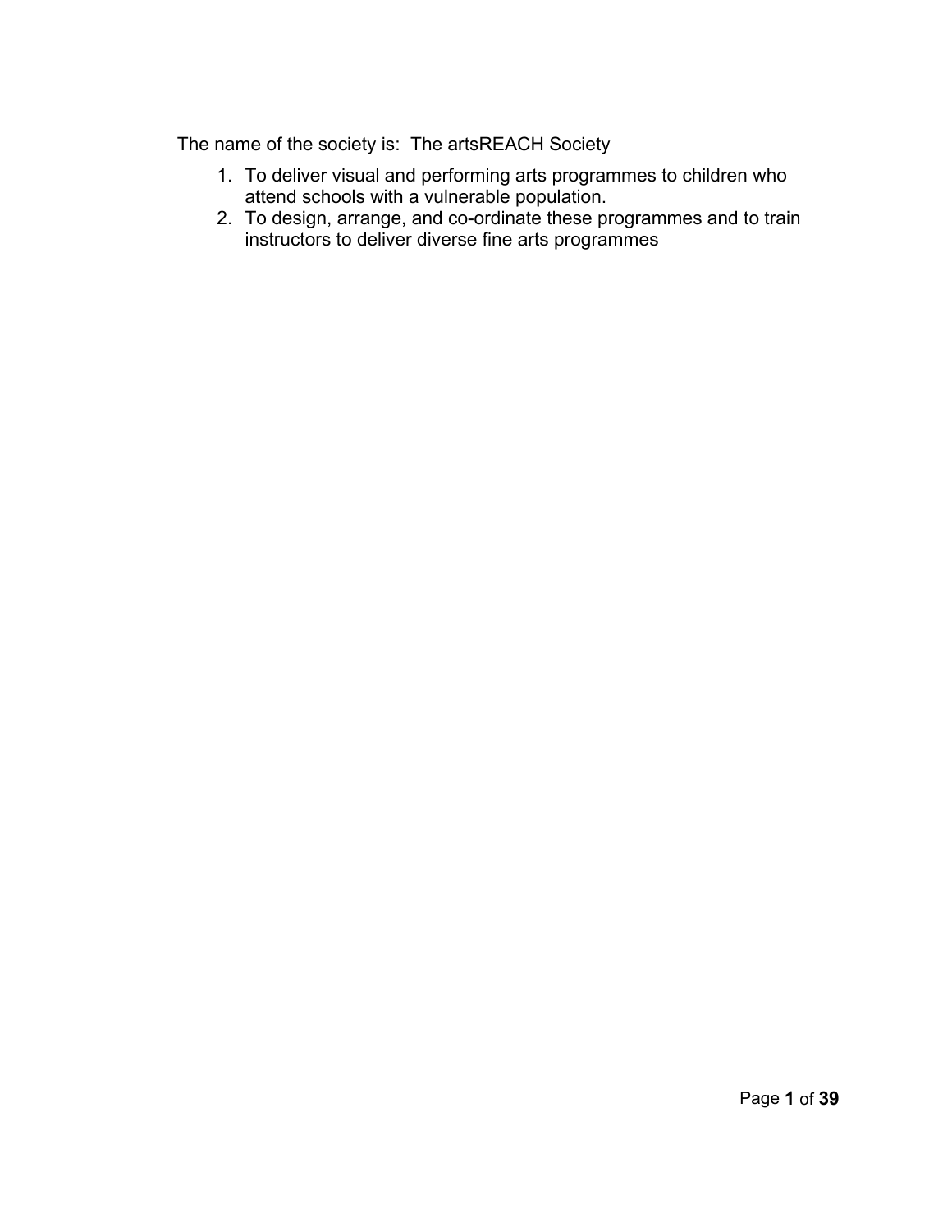The name of the society is:  The artsREACH Society

1. To deliver visual and performing arts programmes to children who attend schools with a vulnerable population.
2. To design, arrange, and co-ordinate these programmes and to train instructors to deliver diverse fine arts programmes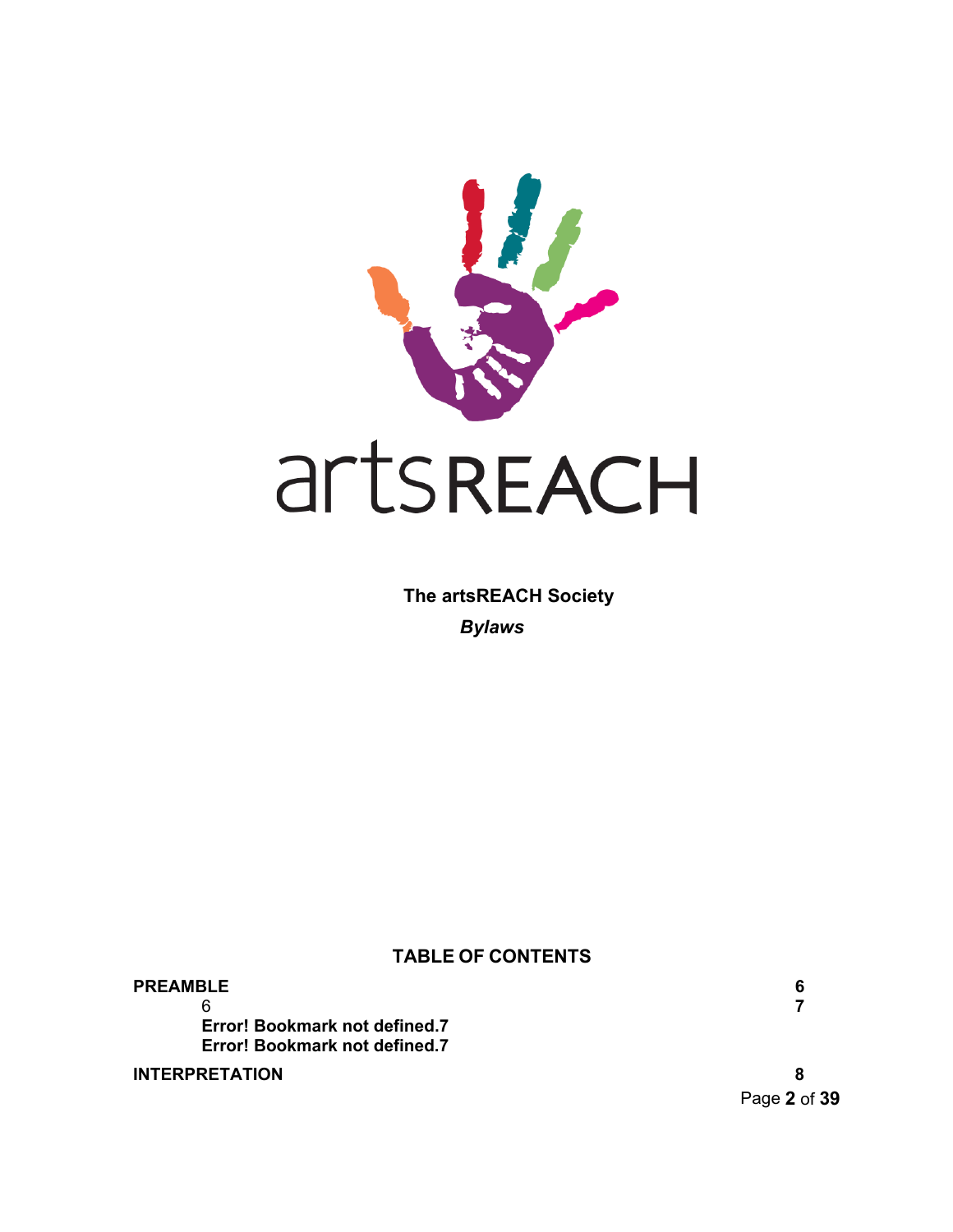**The artsREACH Society**

***Bylaws***

**TABLE OF CONTENTS**

| | |
|---|---|
| **PREAMBLE** | **6** |
| 6 | **7** |
| **Error! Bookmark not defined.7** | |
| **Error! Bookmark not defined.7** | |
| **INTERPRETATION** | **8** |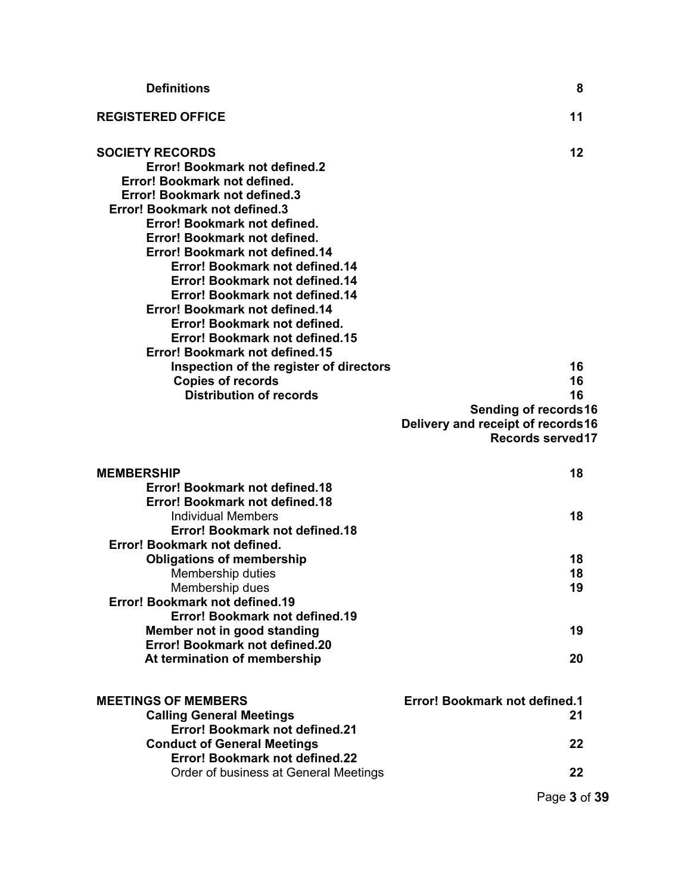**Definitions** 8

**REGISTERED OFFICE** 11

**SOCIETY RECORDS** 12

**Error! Bookmark not defined.2**

**Error! Bookmark not defined.**

**Error! Bookmark not defined.3**

**Error! Bookmark not defined.3**

**Error! Bookmark not defined.**

**Error! Bookmark not defined.**

**Error! Bookmark not defined.14**

**Error! Bookmark not defined.14**

**Error! Bookmark not defined.14**

**Error! Bookmark not defined.14**

**Error! Bookmark not defined.14**

**Error! Bookmark not defined.**

**Error! Bookmark not defined.15**

**Error! Bookmark not defined.15**

**Inspection of the register of directors** 16

**Copies of records** 16

**Distribution of records** 16

**Sending of records16**

**Delivery and receipt of records16**

**Records served17**

**MEMBERSHIP** 18

**Error! Bookmark not defined.18**

**Error! Bookmark not defined.18**

Individual Members 18

**Error! Bookmark not defined.18**

**Error! Bookmark not defined.**

**Obligations of membership** 18

Membership duties 18

Membership dues 19

**Error! Bookmark not defined.19**

**Error! Bookmark not defined.19**

**Member not in good standing** 19

**Error! Bookmark not defined.20**

**At termination of membership** 20

**MEETINGS OF MEMBERS** **Error! Bookmark not defined.1**

**Calling General Meetings** 21

**Error! Bookmark not defined.21**

**Conduct of General Meetings** 22

**Error! Bookmark not defined.22**

Order of business at General Meetings 22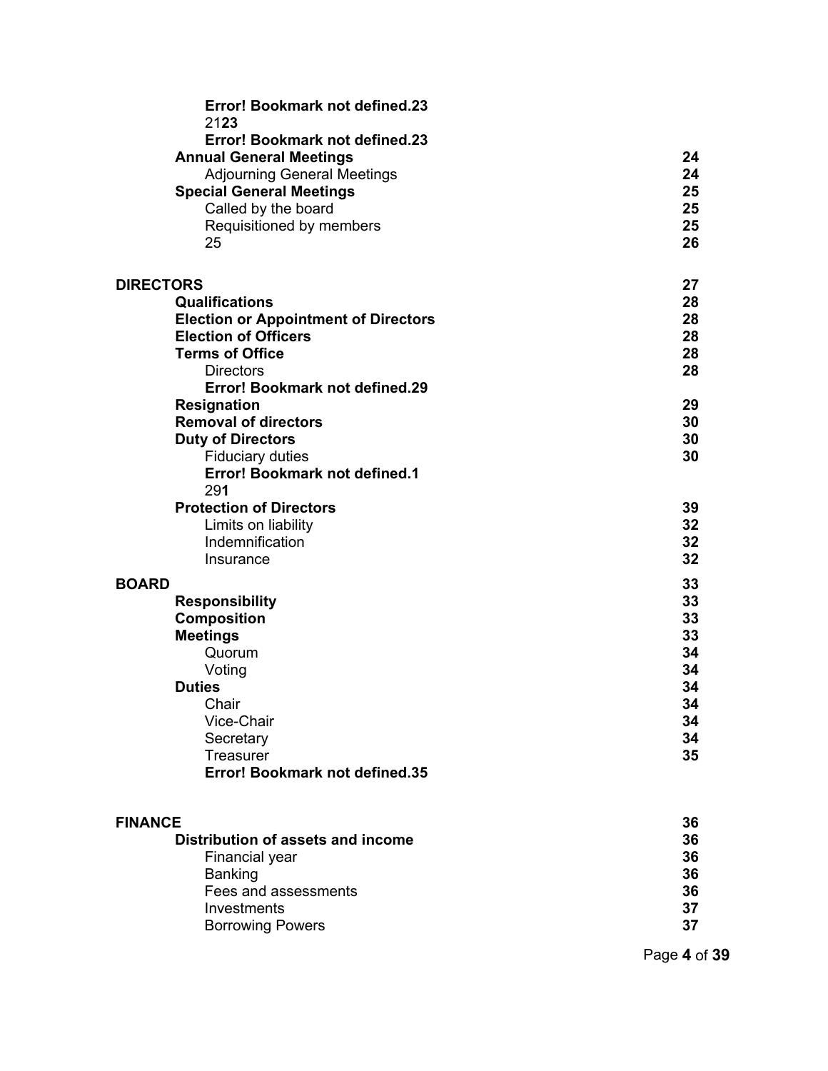| | |
|---|---|
| **Error! Bookmark not defined.23** | |
| 21**23** | |
| **Error! Bookmark not defined.23** | |
| **Annual General Meetings** | **24** |
| Adjourning General Meetings | **24** |
| **Special General Meetings** | **25** |
| Called by the board | **25** |
| Requisitioned by members | **25** |
| 25 | **26** |
| | |
| **DIRECTORS** | **27** |
| **Qualifications** | **28** |
| **Election or Appointment of Directors** | **28** |
| **Election of Officers** | **28** |
| **Terms of Office** | **28** |
| Directors | **28** |
| **Error! Bookmark not defined.29** | |
| **Resignation** | **29** |
| **Removal of directors** | **30** |
| **Duty of Directors** | **30** |
| Fiduciary duties | **30** |
| **Error! Bookmark not defined.1** | |
| 29**1** | |
| **Protection of Directors** | **39** |
| Limits on liability | **32** |
| Indemnification | **32** |
| Insurance | **32** |
| | |
| **BOARD** | **33** |
| **Responsibility** | **33** |
| **Composition** | **33** |
| **Meetings** | **33** |
| Quorum | **34** |
| Voting | **34** |
| **Duties** | **34** |
| Chair | **34** |
| Vice-Chair | **34** |
| Secretary | **34** |
| Treasurer | **35** |
| **Error! Bookmark not defined.35** | |
| | |
| **FINANCE** | **36** |
| **Distribution of assets and income** | **36** |
| Financial year | **36** |
| Banking | **36** |
| Fees and assessments | **36** |
| Investments | **37** |
| Borrowing Powers | **37** |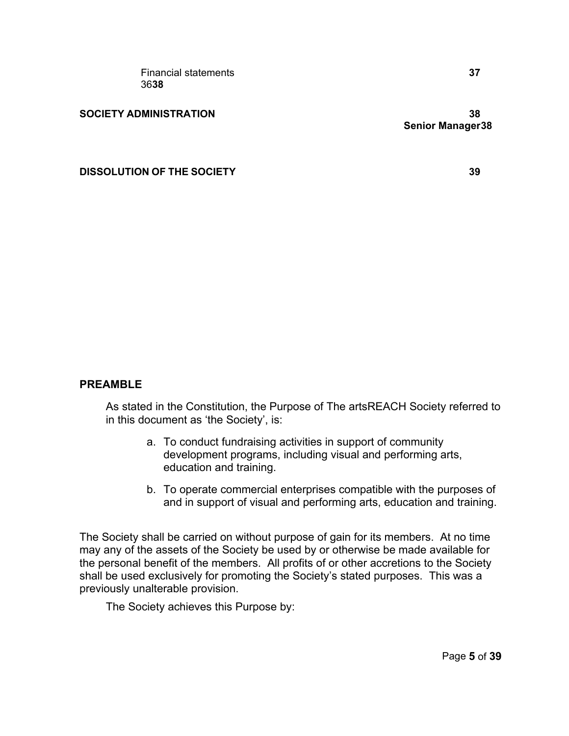| | |
|---|---|
| Financial statements 36**38** | **37** |
| **SOCIETY ADMINISTRATION** | **38** |
| **Senior Manager38** | |
| **DISSOLUTION OF THE SOCIETY** | **39** |

## PREAMBLE

As stated in the Constitution, the Purpose of The artsREACH Society referred to in this document as 'the Society', is:

a. To conduct fundraising activities in support of community development programs, including visual and performing arts, education and training.

b. To operate commercial enterprises compatible with the purposes of and in support of visual and performing arts, education and training.

The Society shall be carried on without purpose of gain for its members. At no time may any of the assets of the Society be used by or otherwise be made available for the personal benefit of the members. All profits of or other accretions to the Society shall be used exclusively for promoting the Society's stated purposes. This was a previously unalterable provision.

The Society achieves this Purpose by: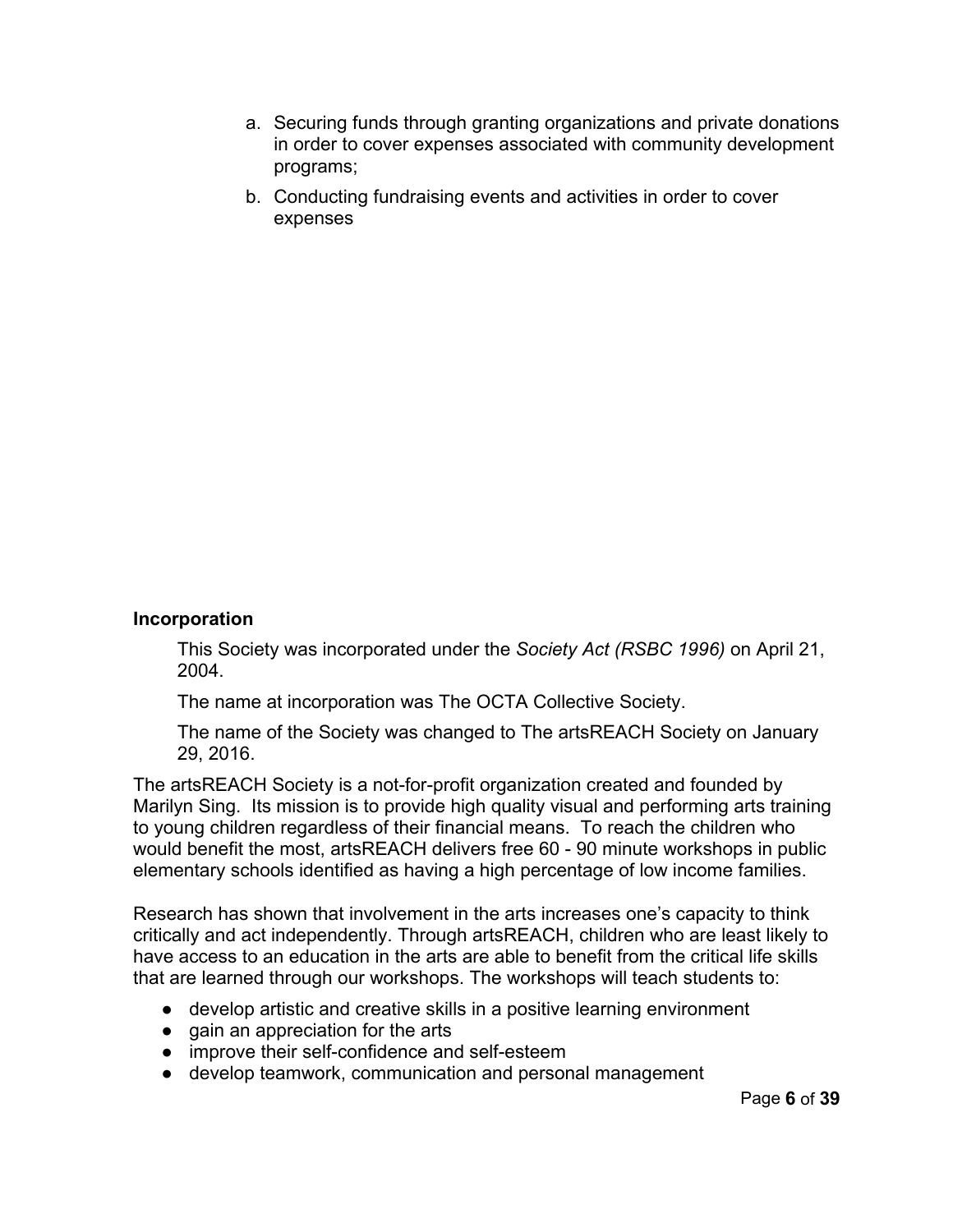a. Securing funds through granting organizations and private donations in order to cover expenses associated with community development programs;

b. Conducting fundraising events and activities in order to cover expenses

**Incorporation**

This Society was incorporated under the *Society Act (RSBC 1996)* on April 21, 2004.

The name at incorporation was The OCTA Collective Society.

The name of the Society was changed to The artsREACH Society on January 29, 2016.

The artsREACH Society is a not-for-profit organization created and founded by Marilyn Sing. Its mission is to provide high quality visual and performing arts training to young children regardless of their financial means. To reach the children who would benefit the most, artsREACH delivers free 60 - 90 minute workshops in public elementary schools identified as having a high percentage of low income families.

Research has shown that involvement in the arts increases one's capacity to think critically and act independently. Through artsREACH, children who are least likely to have access to an education in the arts are able to benefit from the critical life skills that are learned through our workshops. The workshops will teach students to:

- develop artistic and creative skills in a positive learning environment
- gain an appreciation for the arts
- improve their self-confidence and self-esteem
- develop teamwork, communication and personal management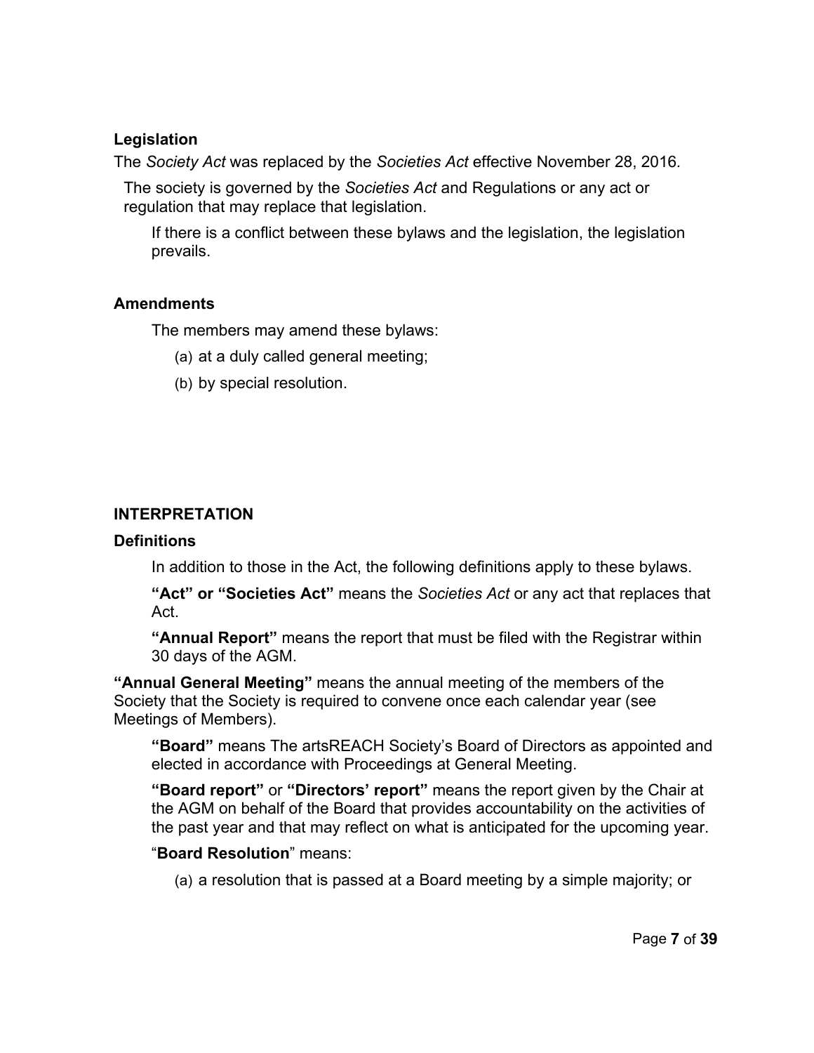### Legislation

The *Society Act* was replaced by the *Societies Act* effective November 28, 2016.

The society is governed by the *Societies Act* and Regulations or any act or regulation that may replace that legislation.

If there is a conflict between these bylaws and the legislation, the legislation prevails.

### Amendments

The members may amend these bylaws:

(a) at a duly called general meeting;

(b) by special resolution.

## INTERPRETATION

### Definitions

In addition to those in the Act, the following definitions apply to these bylaws.

**"Act" or "Societies Act"** means the *Societies Act* or any act that replaces that Act.

**"Annual Report"** means the report that must be filed with the Registrar within 30 days of the AGM.

**"Annual General Meeting"** means the annual meeting of the members of the Society that the Society is required to convene once each calendar year (see Meetings of Members).

**"Board"** means The artsREACH Society's Board of Directors as appointed and elected in accordance with Proceedings at General Meeting.

**"Board report"** or **"Directors' report"** means the report given by the Chair at the AGM on behalf of the Board that provides accountability on the activities of the past year and that may reflect on what is anticipated for the upcoming year.

"**Board Resolution**" means:

(a) a resolution that is passed at a Board meeting by a simple majority; or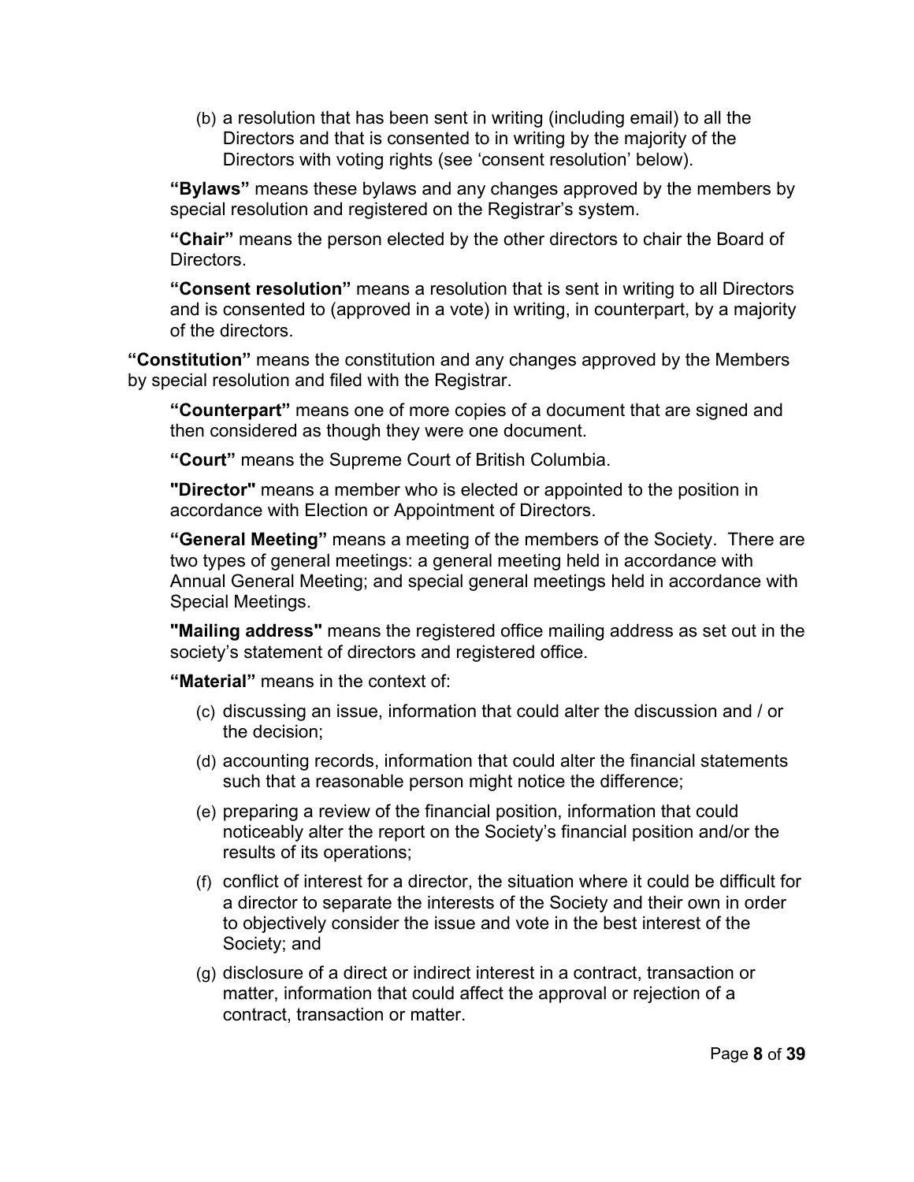(b) a resolution that has been sent in writing (including email) to all the Directors and that is consented to in writing by the majority of the Directors with voting rights (see 'consent resolution' below).

**"Bylaws"** means these bylaws and any changes approved by the members by special resolution and registered on the Registrar's system.

**"Chair"** means the person elected by the other directors to chair the Board of Directors.

**"Consent resolution"** means a resolution that is sent in writing to all Directors and is consented to (approved in a vote) in writing, in counterpart, by a majority of the directors.

**"Constitution"** means the constitution and any changes approved by the Members by special resolution and filed with the Registrar.

**"Counterpart"** means one of more copies of a document that are signed and then considered as though they were one document.

**"Court"** means the Supreme Court of British Columbia.

**"Director"** means a member who is elected or appointed to the position in accordance with Election or Appointment of Directors.

**"General Meeting"** means a meeting of the members of the Society. There are two types of general meetings: a general meeting held in accordance with Annual General Meeting; and special general meetings held in accordance with Special Meetings.

**"Mailing address"** means the registered office mailing address as set out in the society's statement of directors and registered office.

**"Material"** means in the context of:

(c) discussing an issue, information that could alter the discussion and / or the decision;

(d) accounting records, information that could alter the financial statements such that a reasonable person might notice the difference;

(e) preparing a review of the financial position, information that could noticeably alter the report on the Society's financial position and/or the results of its operations;

(f) conflict of interest for a director, the situation where it could be difficult for a director to separate the interests of the Society and their own in order to objectively consider the issue and vote in the best interest of the Society; and

(g) disclosure of a direct or indirect interest in a contract, transaction or matter, information that could affect the approval or rejection of a contract, transaction or matter.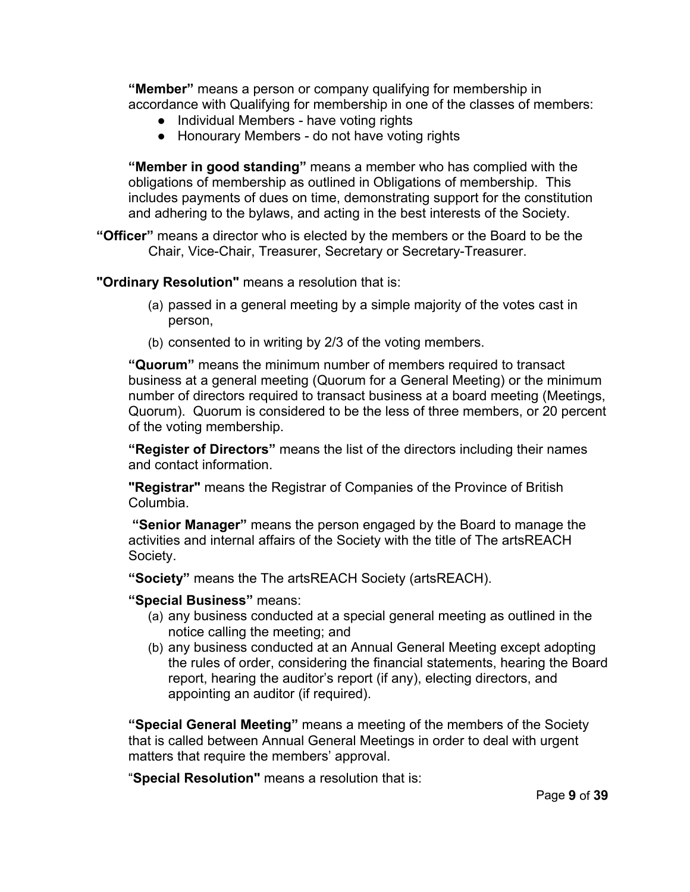**"Member"** means a person or company qualifying for membership in accordance with Qualifying for membership in one of the classes of members:

- Individual Members - have voting rights
- Honourary Members - do not have voting rights

**"Member in good standing"** means a member who has complied with the obligations of membership as outlined in Obligations of membership. This includes payments of dues on time, demonstrating support for the constitution and adhering to the bylaws, and acting in the best interests of the Society.

**"Officer"** means a director who is elected by the members or the Board to be the Chair, Vice-Chair, Treasurer, Secretary or Secretary-Treasurer.

**"Ordinary Resolution"** means a resolution that is:

(a) passed in a general meeting by a simple majority of the votes cast in person,

(b) consented to in writing by 2/3 of the voting members.

**"Quorum"** means the minimum number of members required to transact business at a general meeting (Quorum for a General Meeting) or the minimum number of directors required to transact business at a board meeting (Meetings, Quorum). Quorum is considered to be the less of three members, or 20 percent of the voting membership.

**"Register of Directors"** means the list of the directors including their names and contact information.

**"Registrar"** means the Registrar of Companies of the Province of British Columbia.

**"Senior Manager"** means the person engaged by the Board to manage the activities and internal affairs of the Society with the title of The artsREACH Society.

**"Society"** means the The artsREACH Society (artsREACH).

**"Special Business"** means:

(a) any business conducted at a special general meeting as outlined in the notice calling the meeting; and

(b) any business conducted at an Annual General Meeting except adopting the rules of order, considering the financial statements, hearing the Board report, hearing the auditor's report (if any), electing directors, and appointing an auditor (if required).

**"Special General Meeting"** means a meeting of the members of the Society that is called between Annual General Meetings in order to deal with urgent matters that require the members' approval.

"**Special Resolution"** means a resolution that is: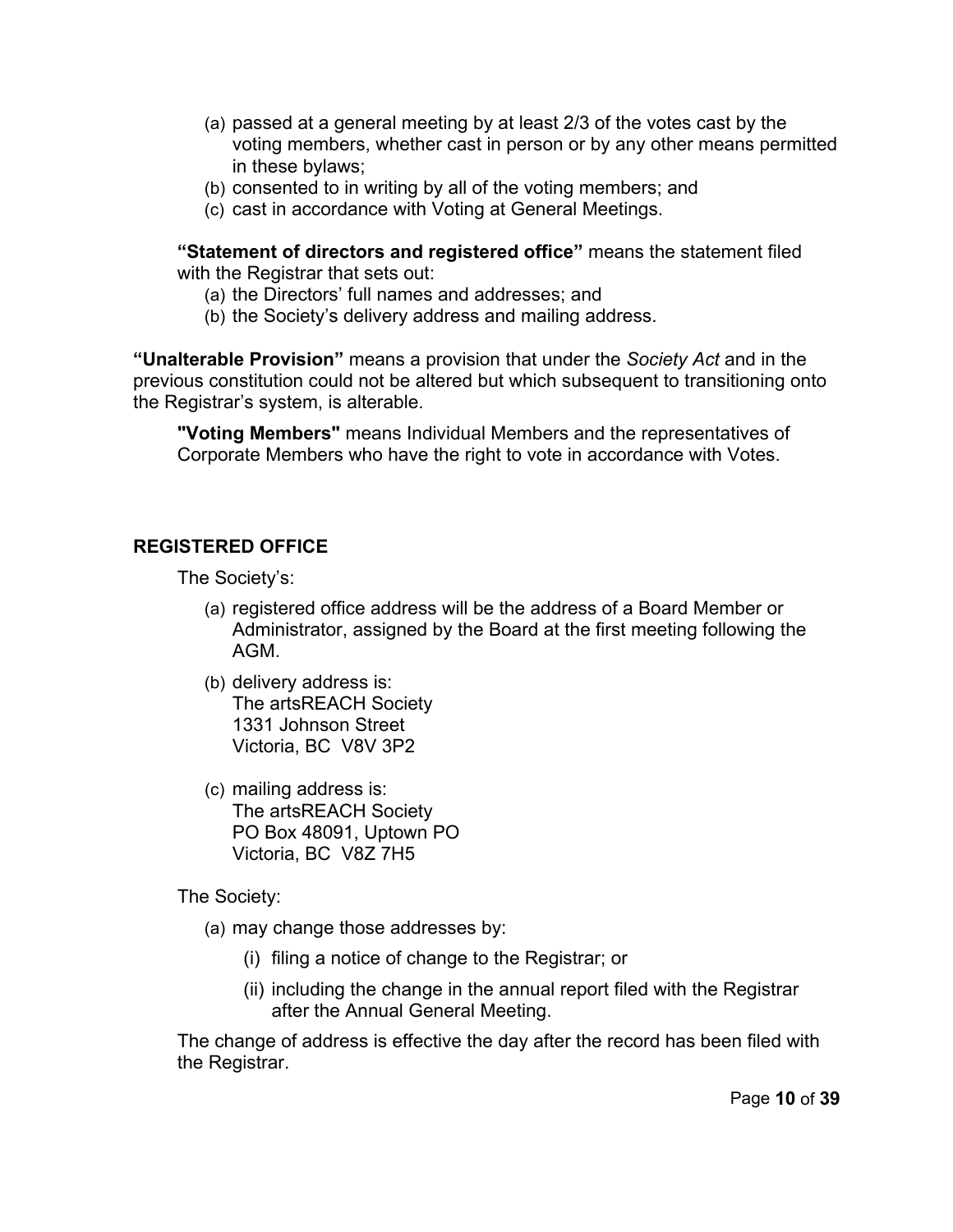(a) passed at a general meeting by at least 2/3 of the votes cast by the voting members, whether cast in person or by any other means permitted in these bylaws;
(b) consented to in writing by all of the voting members; and
(c) cast in accordance with Voting at General Meetings.

**"Statement of directors and registered office"** means the statement filed with the Registrar that sets out:

(a) the Directors' full names and addresses; and
(b) the Society's delivery address and mailing address.

**"Unalterable Provision"** means a provision that under the *Society Act* and in the previous constitution could not be altered but which subsequent to transitioning onto the Registrar's system, is alterable.

**"Voting Members"** means Individual Members and the representatives of Corporate Members who have the right to vote in accordance with Votes.

## REGISTERED OFFICE

The Society's:

(a) registered office address will be the address of a Board Member or Administrator, assigned by the Board at the first meeting following the AGM.

(b) delivery address is:
The artsREACH Society
1331 Johnson Street
Victoria, BC V8V 3P2

(c) mailing address is:
The artsREACH Society
PO Box 48091, Uptown PO
Victoria, BC V8Z 7H5

The Society:

(a) may change those addresses by:

   (i) filing a notice of change to the Registrar; or

   (ii) including the change in the annual report filed with the Registrar after the Annual General Meeting.

The change of address is effective the day after the record has been filed with the Registrar.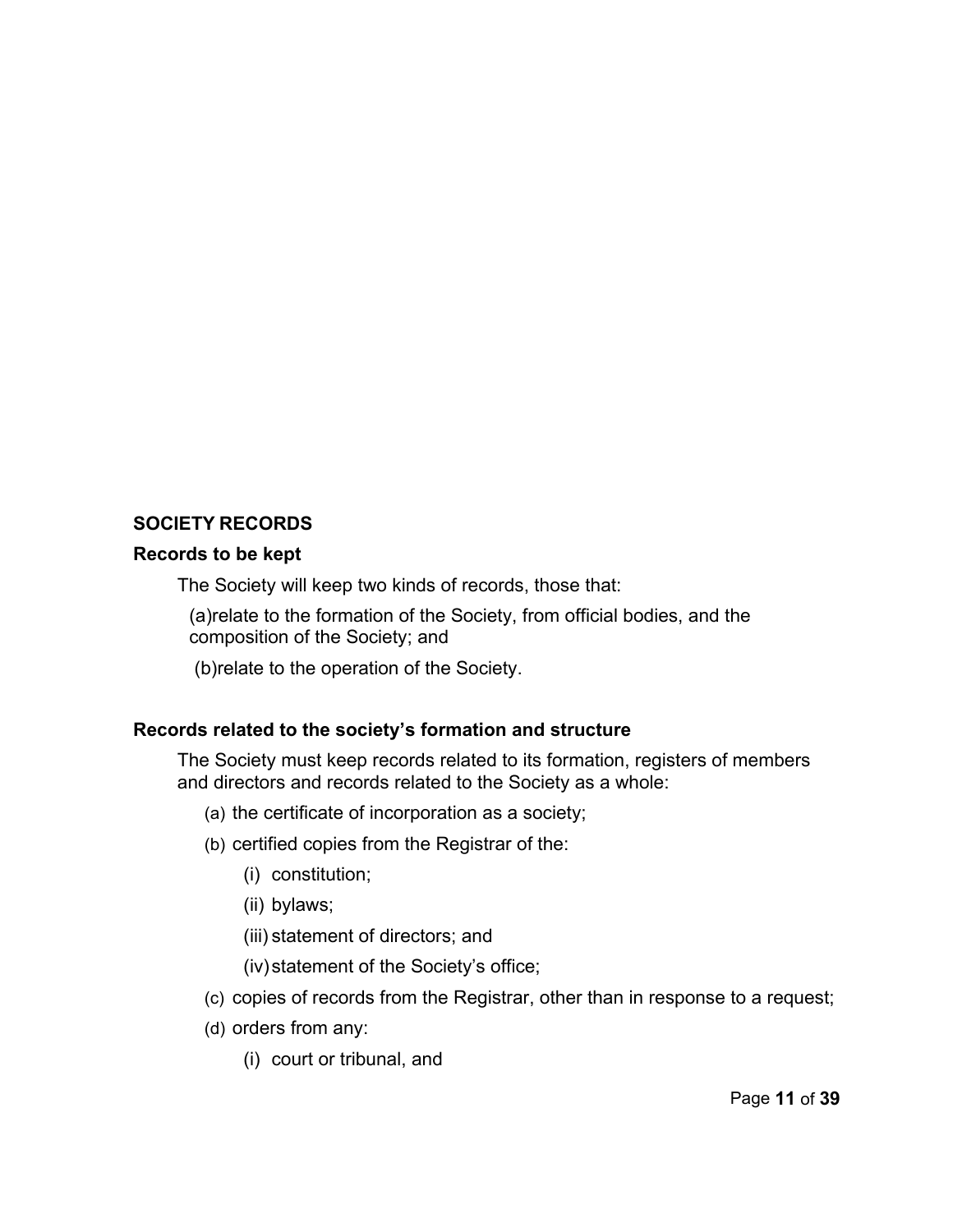## SOCIETY RECORDS

### Records to be kept

The Society will keep two kinds of records, those that:

(a)relate to the formation of the Society, from official bodies, and the composition of the Society; and

(b)relate to the operation of the Society.

### Records related to the society's formation and structure

The Society must keep records related to its formation, registers of members and directors and records related to the Society as a whole:

(a) the certificate of incorporation as a society;

(b) certified copies from the Registrar of the:

  (i) constitution;

  (ii) bylaws;

  (iii) statement of directors; and

  (iv) statement of the Society's office;

(c) copies of records from the Registrar, other than in response to a request;

(d) orders from any:

  (i) court or tribunal, and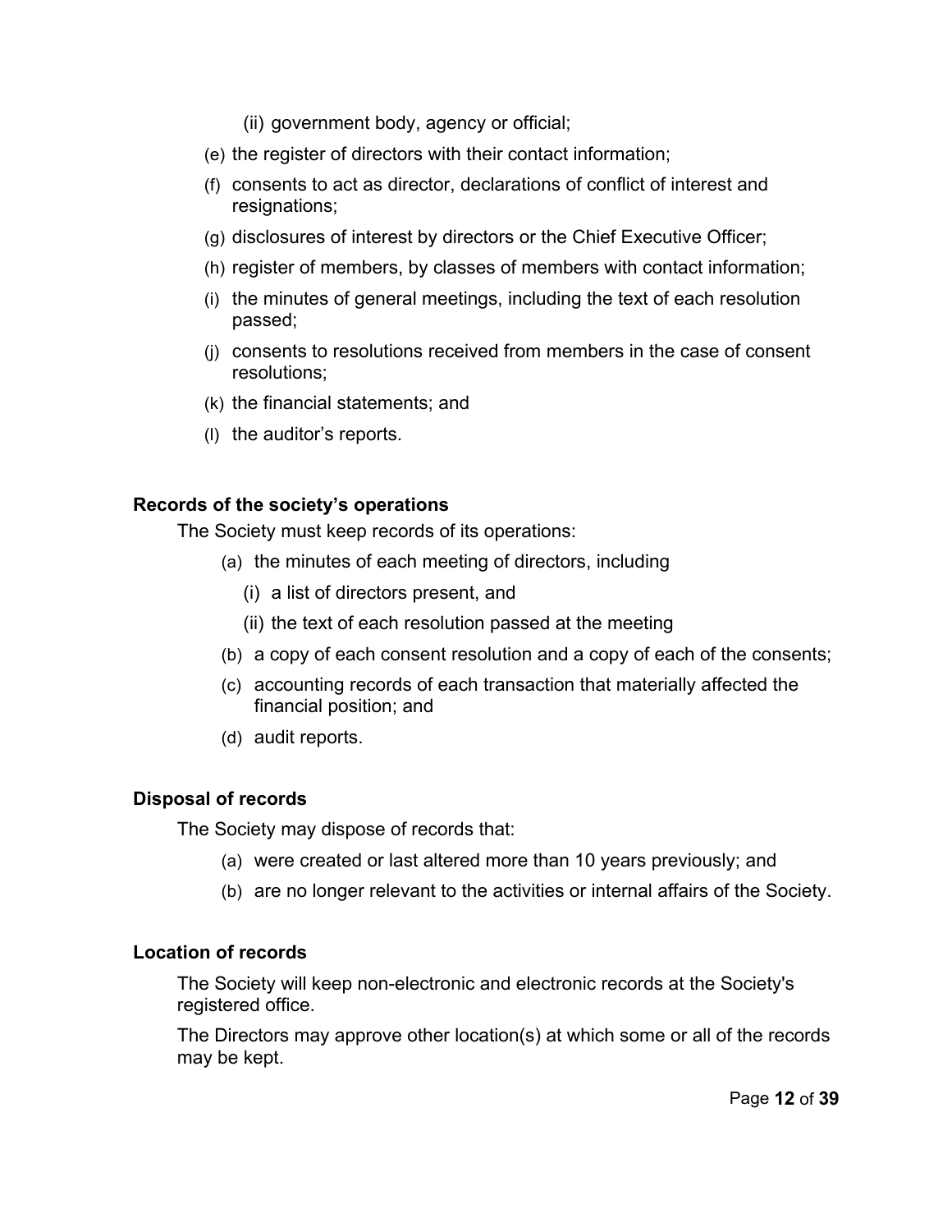(ii) government body, agency or official;

(e) the register of directors with their contact information;

(f) consents to act as director, declarations of conflict of interest and resignations;

(g) disclosures of interest by directors or the Chief Executive Officer;

(h) register of members, by classes of members with contact information;

(i) the minutes of general meetings, including the text of each resolution passed;

(j) consents to resolutions received from members in the case of consent resolutions;

(k) the financial statements; and

(l) the auditor's reports.

**Records of the society's operations**

The Society must keep records of its operations:

(a) the minutes of each meeting of directors, including

(i) a list of directors present, and

(ii) the text of each resolution passed at the meeting

(b) a copy of each consent resolution and a copy of each of the consents;

(c) accounting records of each transaction that materially affected the financial position; and

(d) audit reports.

**Disposal of records**

The Society may dispose of records that:

(a) were created or last altered more than 10 years previously; and

(b) are no longer relevant to the activities or internal affairs of the Society.

**Location of records**

The Society will keep non-electronic and electronic records at the Society's registered office.

The Directors may approve other location(s) at which some or all of the records may be kept.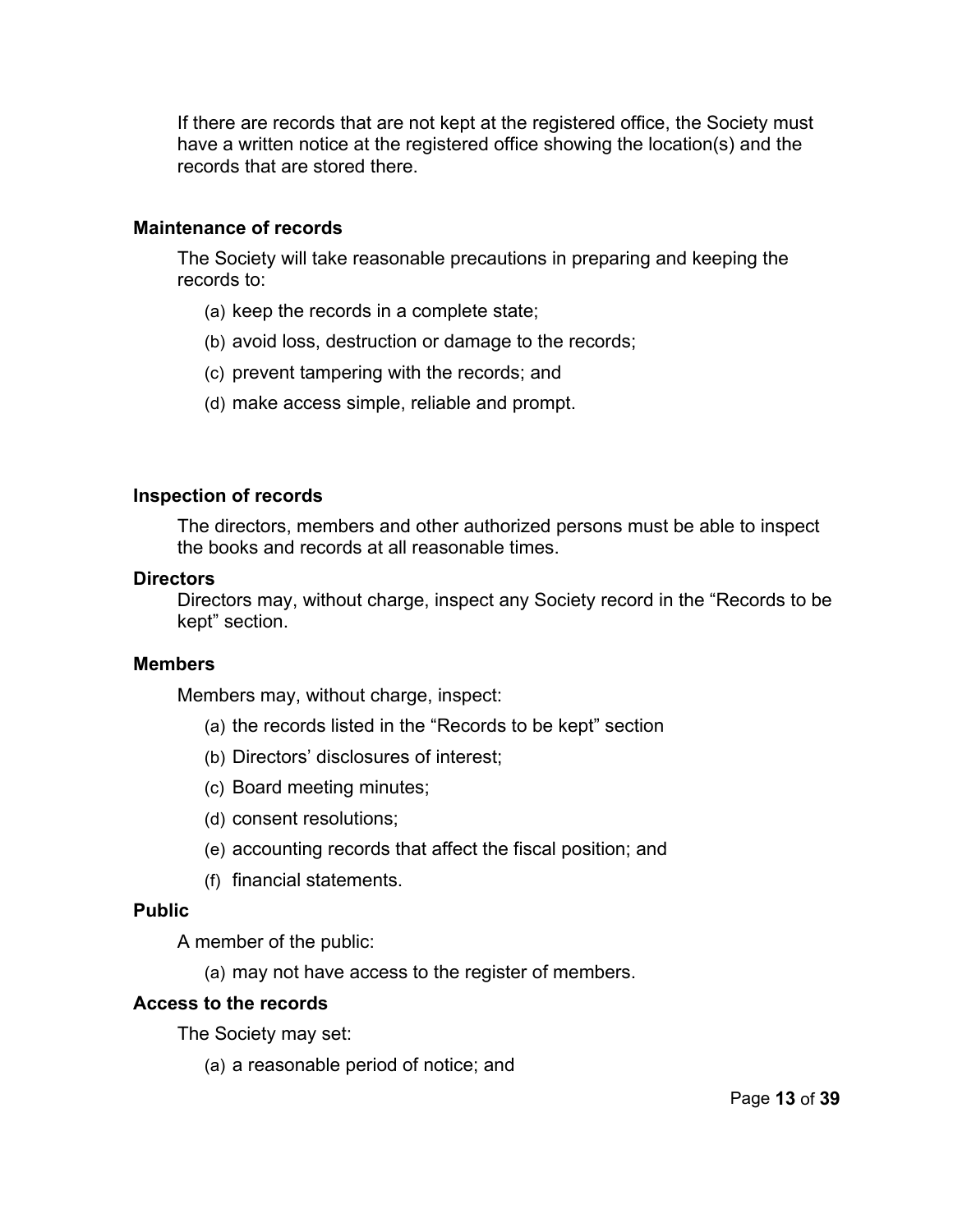If there are records that are not kept at the registered office, the Society must have a written notice at the registered office showing the location(s) and the records that are stored there.

### Maintenance of records

The Society will take reasonable precautions in preparing and keeping the records to:

(a) keep the records in a complete state;

(b) avoid loss, destruction or damage to the records;

(c) prevent tampering with the records; and

(d) make access simple, reliable and prompt.

### Inspection of records

The directors, members and other authorized persons must be able to inspect the books and records at all reasonable times.

### Directors

Directors may, without charge, inspect any Society record in the "Records to be kept" section.

### Members

Members may, without charge, inspect:

(a) the records listed in the "Records to be kept" section

(b) Directors' disclosures of interest;

(c) Board meeting minutes;

(d) consent resolutions;

(e) accounting records that affect the fiscal position; and

(f) financial statements.

### Public

A member of the public:

(a) may not have access to the register of members.

### Access to the records

The Society may set:

(a) a reasonable period of notice; and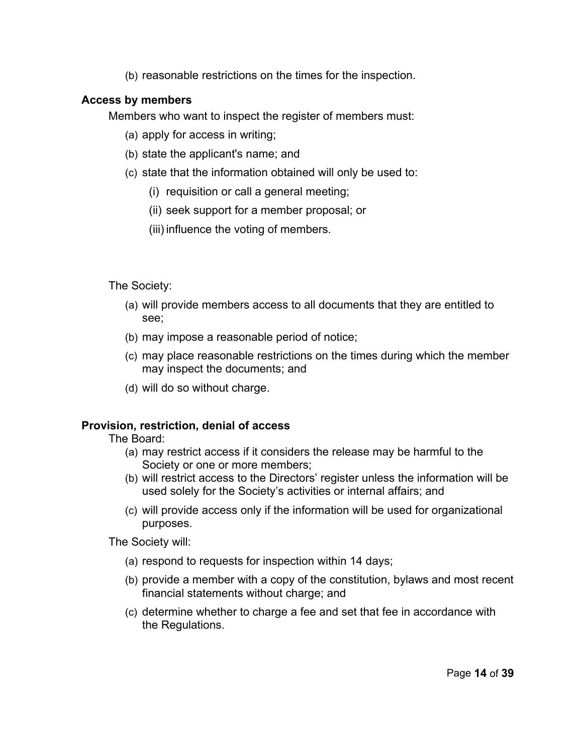(b) reasonable restrictions on the times for the inspection.

**Access by members**

Members who want to inspect the register of members must:

(a) apply for access in writing;

(b) state the applicant's name; and

(c) state that the information obtained will only be used to:

  (i) requisition or call a general meeting;

  (ii) seek support for a member proposal; or

  (iii) influence the voting of members.

The Society:

(a) will provide members access to all documents that they are entitled to see;

(b) may impose a reasonable period of notice;

(c) may place reasonable restrictions on the times during which the member may inspect the documents; and

(d) will do so without charge.

**Provision, restriction, denial of access**

The Board:

(a) may restrict access if it considers the release may be harmful to the Society or one or more members;

(b) will restrict access to the Directors' register unless the information will be used solely for the Society's activities or internal affairs; and

(c) will provide access only if the information will be used for organizational purposes.

The Society will:

(a) respond to requests for inspection within 14 days;

(b) provide a member with a copy of the constitution, bylaws and most recent financial statements without charge; and

(c) determine whether to charge a fee and set that fee in accordance with the Regulations.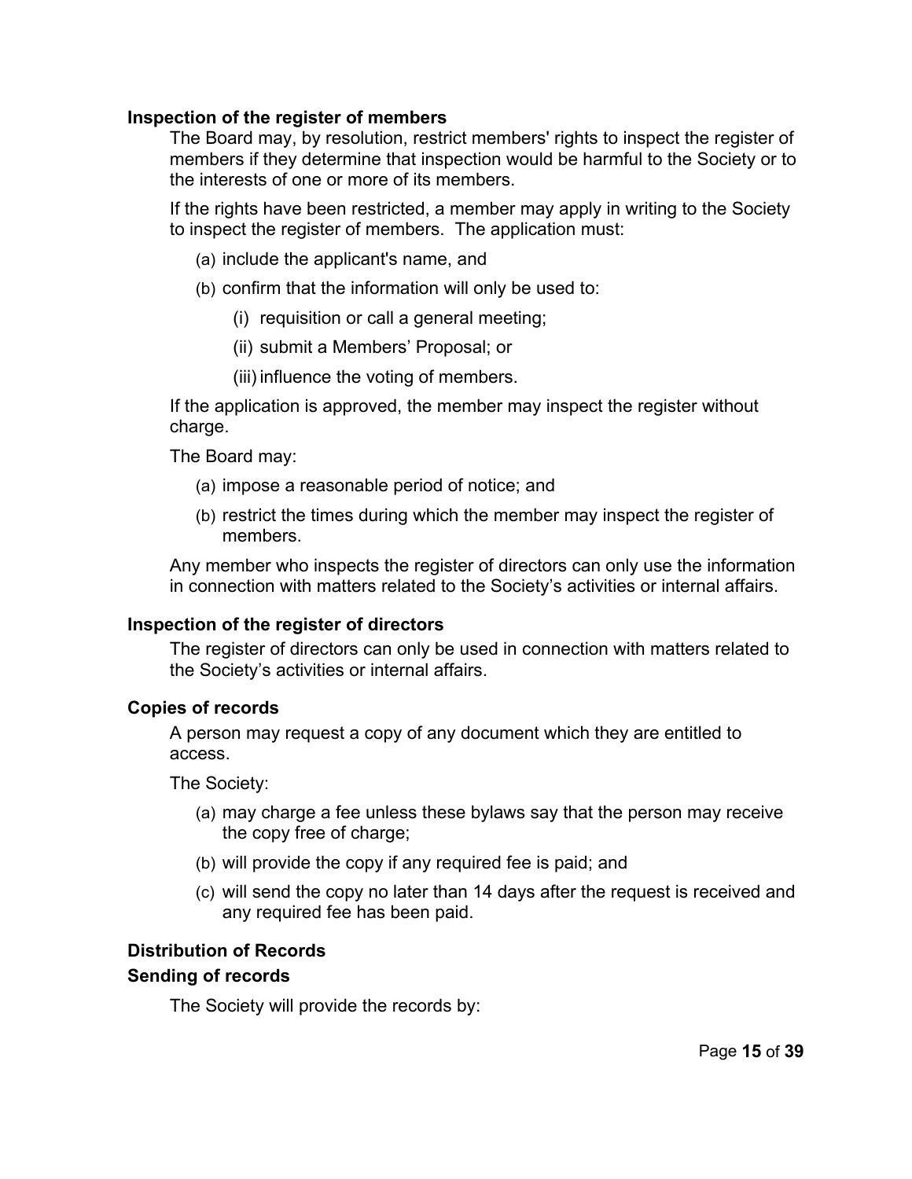### Inspection of the register of members

The Board may, by resolution, restrict members' rights to inspect the register of members if they determine that inspection would be harmful to the Society or to the interests of one or more of its members.

If the rights have been restricted, a member may apply in writing to the Society to inspect the register of members. The application must:

(a) include the applicant's name, and

(b) confirm that the information will only be used to:

  (i) requisition or call a general meeting;

  (ii) submit a Members' Proposal; or

  (iii) influence the voting of members.

If the application is approved, the member may inspect the register without charge.

The Board may:

(a) impose a reasonable period of notice; and

(b) restrict the times during which the member may inspect the register of members.

Any member who inspects the register of directors can only use the information in connection with matters related to the Society's activities or internal affairs.

### Inspection of the register of directors

The register of directors can only be used in connection with matters related to the Society's activities or internal affairs.

### Copies of records

A person may request a copy of any document which they are entitled to access.

The Society:

(a) may charge a fee unless these bylaws say that the person may receive the copy free of charge;

(b) will provide the copy if any required fee is paid; and

(c) will send the copy no later than 14 days after the request is received and any required fee has been paid.

### Distribution of Records

### Sending of records

The Society will provide the records by: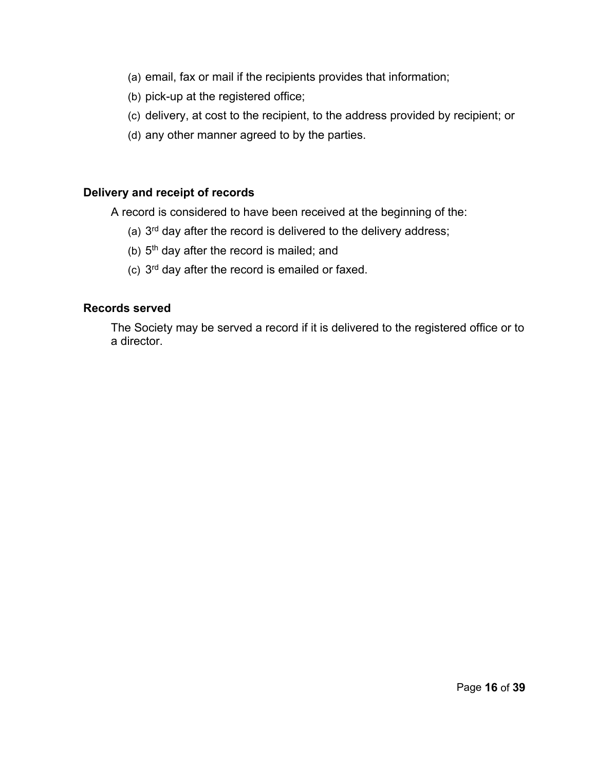(a) email, fax or mail if the recipients provides that information;

(b) pick-up at the registered office;

(c) delivery, at cost to the recipient, to the address provided by recipient; or

(d) any other manner agreed to by the parties.

**Delivery and receipt of records**

A record is considered to have been received at the beginning of the:

(a) 3rd day after the record is delivered to the delivery address;

(b) 5th day after the record is mailed; and

(c) 3rd day after the record is emailed or faxed.

**Records served**

The Society may be served a record if it is delivered to the registered office or to a director.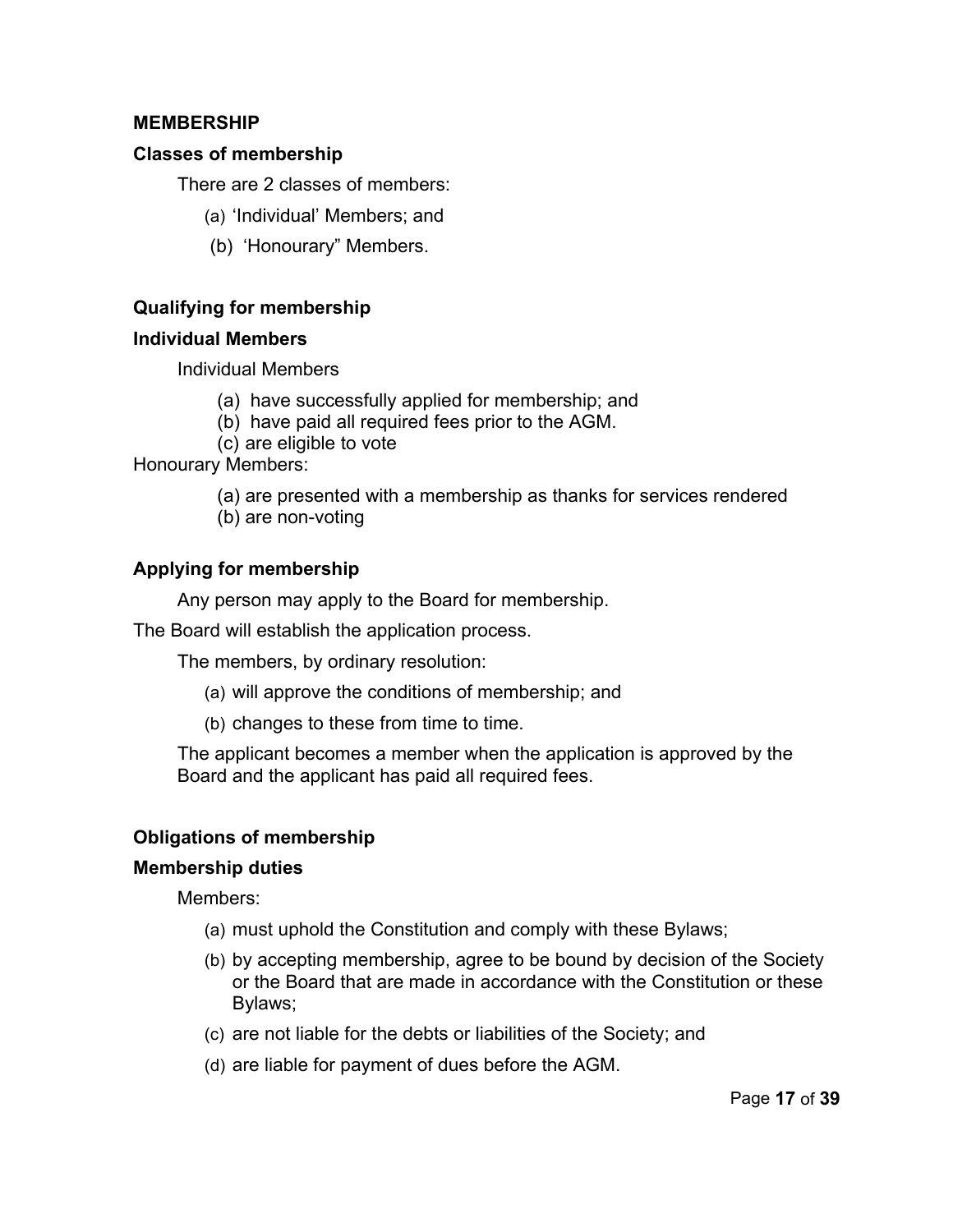## MEMBERSHIP

### Classes of membership

There are 2 classes of members:

(a) 'Individual' Members; and

(b) 'Honourary" Members.

### Qualifying for membership

### Individual Members

Individual Members

(a) have successfully applied for membership; and
(b) have paid all required fees prior to the AGM.
(c) are eligible to vote

Honourary Members:

(a) are presented with a membership as thanks for services rendered
(b) are non-voting

### Applying for membership

Any person may apply to the Board for membership.

The Board will establish the application process.

The members, by ordinary resolution:

(a) will approve the conditions of membership; and

(b) changes to these from time to time.

The applicant becomes a member when the application is approved by the Board and the applicant has paid all required fees.

### Obligations of membership

### Membership duties

Members:

(a) must uphold the Constitution and comply with these Bylaws;

(b) by accepting membership, agree to be bound by decision of the Society or the Board that are made in accordance with the Constitution or these Bylaws;

(c) are not liable for the debts or liabilities of the Society; and

(d) are liable for payment of dues before the AGM.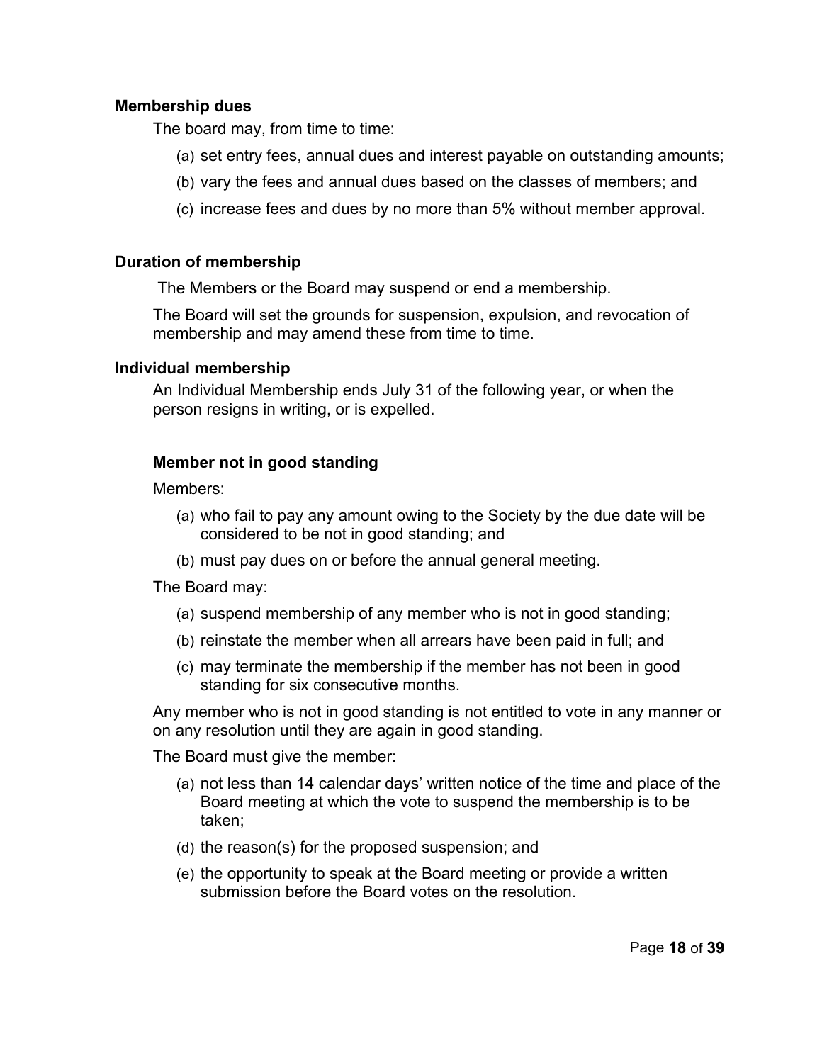### Membership dues

The board may, from time to time:

(a) set entry fees, annual dues and interest payable on outstanding amounts;

(b) vary the fees and annual dues based on the classes of members; and

(c) increase fees and dues by no more than 5% without member approval.

### Duration of membership

The Members or the Board may suspend or end a membership.

The Board will set the grounds for suspension, expulsion, and revocation of membership and may amend these from time to time.

### Individual membership

An Individual Membership ends July 31 of the following year, or when the person resigns in writing, or is expelled.

#### Member not in good standing

Members:

(a) who fail to pay any amount owing to the Society by the due date will be considered to be not in good standing; and

(b) must pay dues on or before the annual general meeting.

The Board may:

(a) suspend membership of any member who is not in good standing;

(b) reinstate the member when all arrears have been paid in full; and

(c) may terminate the membership if the member has not been in good standing for six consecutive months.

Any member who is not in good standing is not entitled to vote in any manner or on any resolution until they are again in good standing.

The Board must give the member:

(a) not less than 14 calendar days' written notice of the time and place of the Board meeting at which the vote to suspend the membership is to be taken;

(d) the reason(s) for the proposed suspension; and

(e) the opportunity to speak at the Board meeting or provide a written submission before the Board votes on the resolution.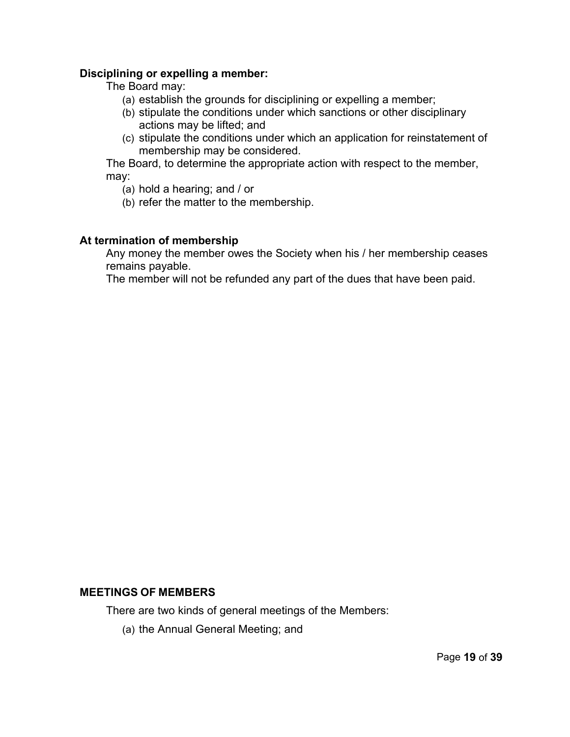**Disciplining or expelling a member:**

The Board may:

(a) establish the grounds for disciplining or expelling a member;
(b) stipulate the conditions under which sanctions or other disciplinary actions may be lifted; and
(c) stipulate the conditions under which an application for reinstatement of membership may be considered.

The Board, to determine the appropriate action with respect to the member, may:

(a) hold a hearing; and / or
(b) refer the matter to the membership.

**At termination of membership**

Any money the member owes the Society when his / her membership ceases remains payable.

The member will not be refunded any part of the dues that have been paid.

**MEETINGS OF MEMBERS**

There are two kinds of general meetings of the Members:

(a) the Annual General Meeting; and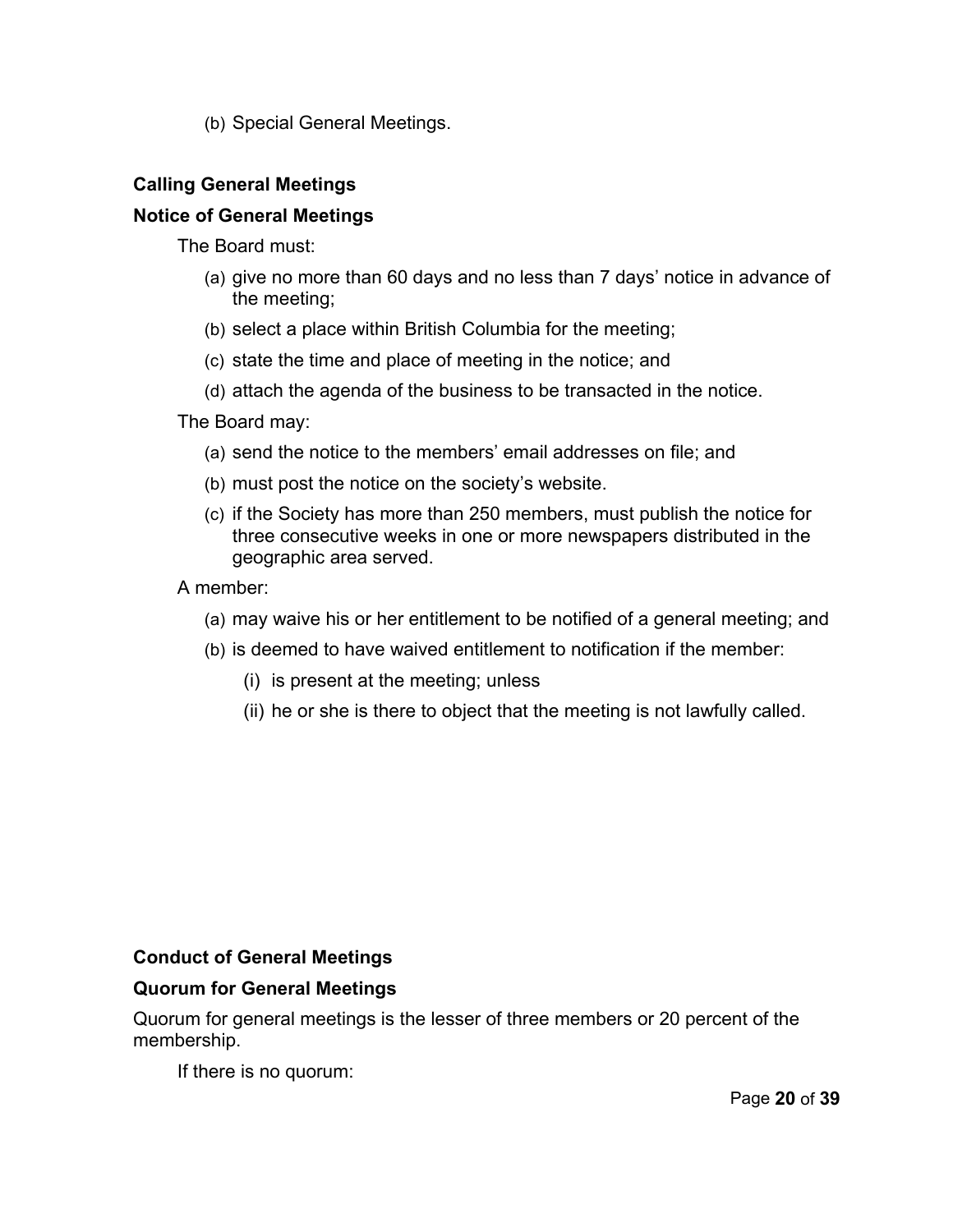(b) Special General Meetings.

**Calling General Meetings**

**Notice of General Meetings**

The Board must:

(a) give no more than 60 days and no less than 7 days' notice in advance of the meeting;

(b) select a place within British Columbia for the meeting;

(c) state the time and place of meeting in the notice; and

(d) attach the agenda of the business to be transacted in the notice.

The Board may:

(a) send the notice to the members' email addresses on file; and

(b) must post the notice on the society's website.

(c) if the Society has more than 250 members, must publish the notice for three consecutive weeks in one or more newspapers distributed in the geographic area served.

A member:

(a) may waive his or her entitlement to be notified of a general meeting; and

(b) is deemed to have waived entitlement to notification if the member:

  (i) is present at the meeting; unless

  (ii) he or she is there to object that the meeting is not lawfully called.

**Conduct of General Meetings**

**Quorum for General Meetings**

Quorum for general meetings is the lesser of three members or 20 percent of the membership.

If there is no quorum: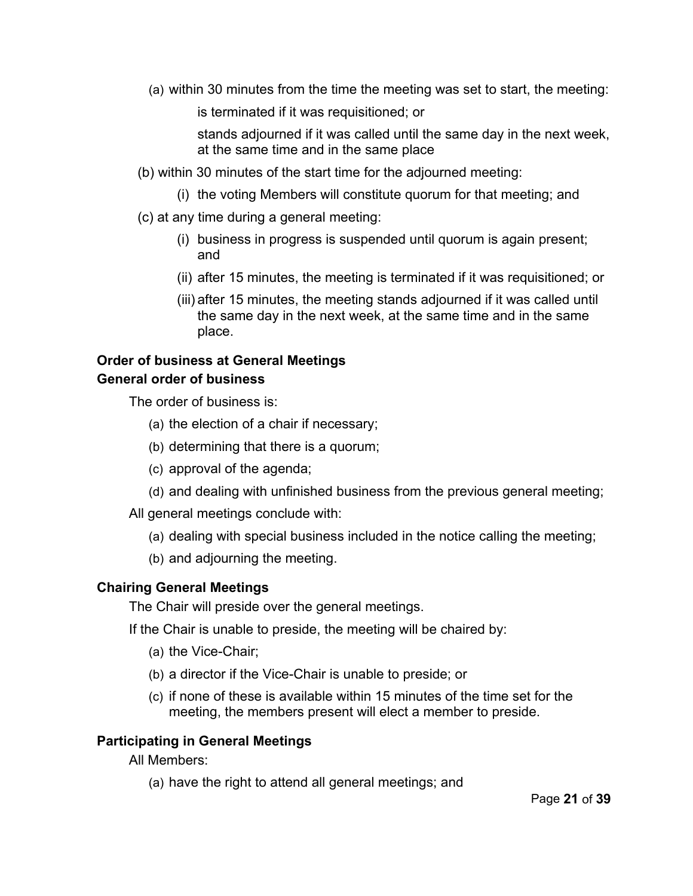(a) within 30 minutes from the time the meeting was set to start, the meeting:

is terminated if it was requisitioned; or

stands adjourned if it was called until the same day in the next week, at the same time and in the same place

(b) within 30 minutes of the start time for the adjourned meeting:

(i) the voting Members will constitute quorum for that meeting; and

(c) at any time during a general meeting:

(i) business in progress is suspended until quorum is again present; and

(ii) after 15 minutes, the meeting is terminated if it was requisitioned; or

(iii) after 15 minutes, the meeting stands adjourned if it was called until the same day in the next week, at the same time and in the same place.

**Order of business at General Meetings**

**General order of business**

The order of business is:

(a) the election of a chair if necessary;

(b) determining that there is a quorum;

(c) approval of the agenda;

(d) and dealing with unfinished business from the previous general meeting;

All general meetings conclude with:

(a) dealing with special business included in the notice calling the meeting;

(b) and adjourning the meeting.

**Chairing General Meetings**

The Chair will preside over the general meetings.

If the Chair is unable to preside, the meeting will be chaired by:

(a) the Vice-Chair;

(b) a director if the Vice-Chair is unable to preside; or

(c) if none of these is available within 15 minutes of the time set for the meeting, the members present will elect a member to preside.

**Participating in General Meetings**

All Members:

(a) have the right to attend all general meetings; and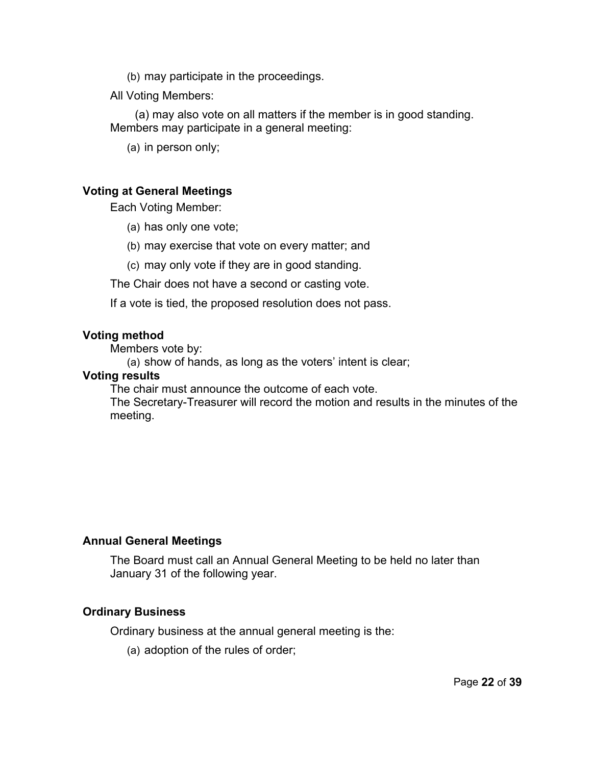(b) may participate in the proceedings.

All Voting Members:

(a) may also vote on all matters if the member is in good standing.

Members may participate in a general meeting:

(a) in person only;

**Voting at General Meetings**

Each Voting Member:

(a) has only one vote;

(b) may exercise that vote on every matter; and

(c) may only vote if they are in good standing.

The Chair does not have a second or casting vote.

If a vote is tied, the proposed resolution does not pass.

**Voting method**

Members vote by:

(a) show of hands, as long as the voters' intent is clear;

**Voting results**

The chair must announce the outcome of each vote.

The Secretary-Treasurer will record the motion and results in the minutes of the meeting.

**Annual General Meetings**

The Board must call an Annual General Meeting to be held no later than January 31 of the following year.

**Ordinary Business**

Ordinary business at the annual general meeting is the:

(a) adoption of the rules of order;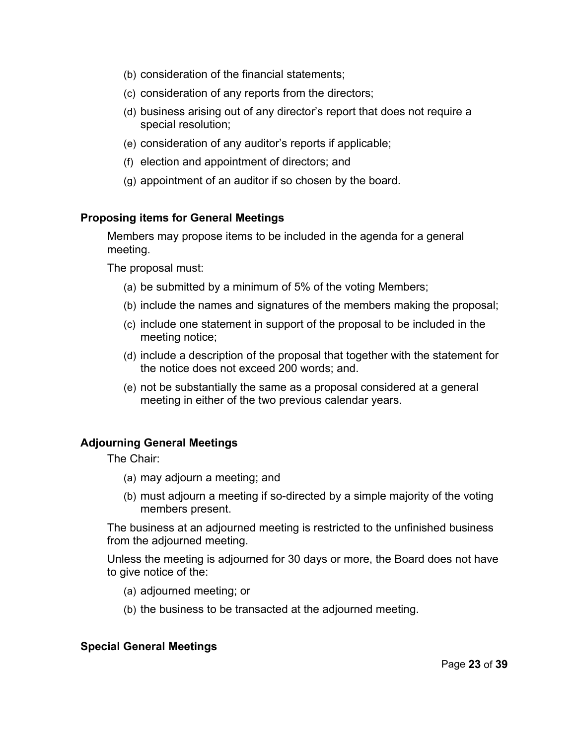(b) consideration of the financial statements;

(c) consideration of any reports from the directors;

(d) business arising out of any director's report that does not require a special resolution;

(e) consideration of any auditor's reports if applicable;

(f) election and appointment of directors; and

(g) appointment of an auditor if so chosen by the board.

**Proposing items for General Meetings**

Members may propose items to be included in the agenda for a general meeting.

The proposal must:

(a) be submitted by a minimum of 5% of the voting Members;

(b) include the names and signatures of the members making the proposal;

(c) include one statement in support of the proposal to be included in the meeting notice;

(d) include a description of the proposal that together with the statement for the notice does not exceed 200 words; and.

(e) not be substantially the same as a proposal considered at a general meeting in either of the two previous calendar years.

**Adjourning General Meetings**

The Chair:

(a) may adjourn a meeting; and

(b) must adjourn a meeting if so-directed by a simple majority of the voting members present.

The business at an adjourned meeting is restricted to the unfinished business from the adjourned meeting.

Unless the meeting is adjourned for 30 days or more, the Board does not have to give notice of the:

(a) adjourned meeting; or

(b) the business to be transacted at the adjourned meeting.

**Special General Meetings**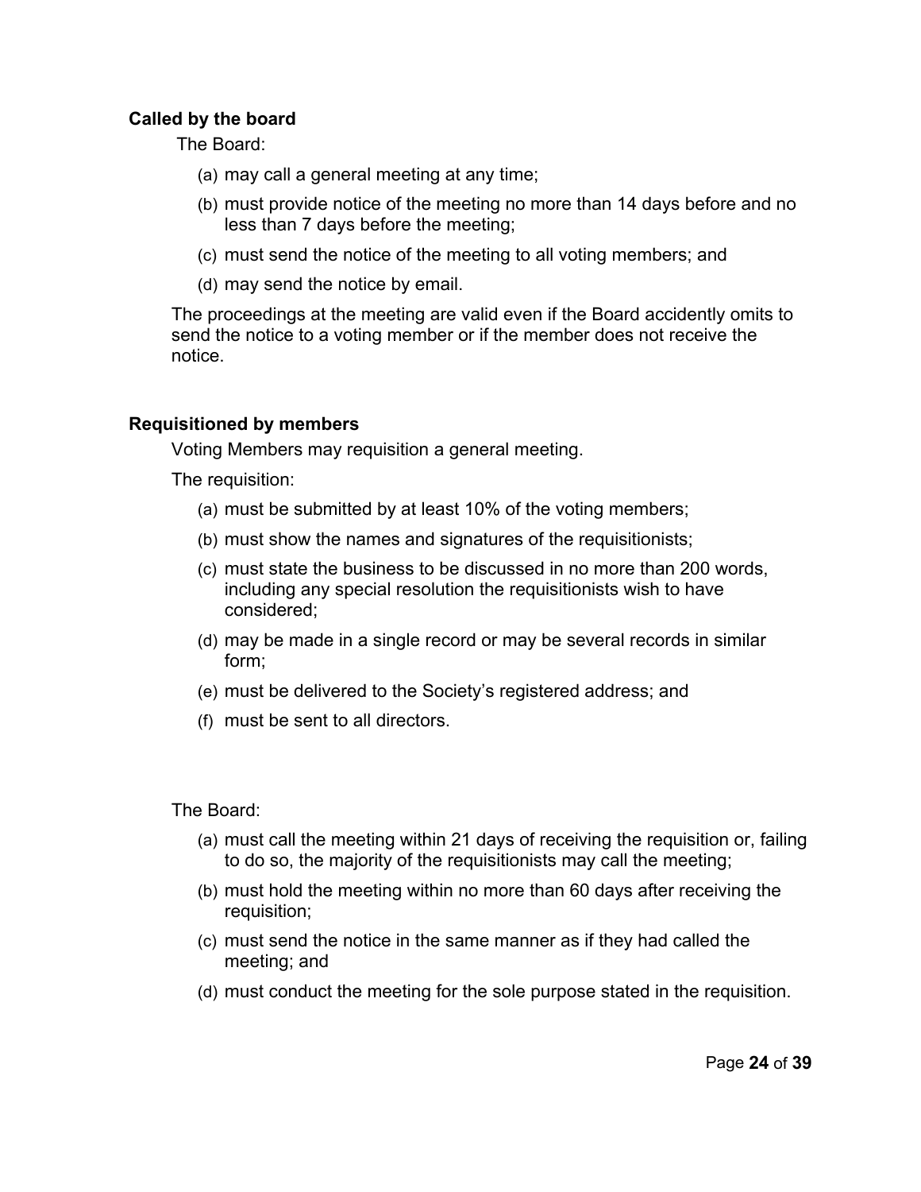### Called by the board

The Board:

(a) may call a general meeting at any time;

(b) must provide notice of the meeting no more than 14 days before and no less than 7 days before the meeting;

(c) must send the notice of the meeting to all voting members; and

(d) may send the notice by email.

The proceedings at the meeting are valid even if the Board accidently omits to send the notice to a voting member or if the member does not receive the notice.

### Requisitioned by members

Voting Members may requisition a general meeting.

The requisition:

(a) must be submitted by at least 10% of the voting members;

(b) must show the names and signatures of the requisitionists;

(c) must state the business to be discussed in no more than 200 words, including any special resolution the requisitionists wish to have considered;

(d) may be made in a single record or may be several records in similar form;

(e) must be delivered to the Society's registered address; and

(f) must be sent to all directors.

The Board:

(a) must call the meeting within 21 days of receiving the requisition or, failing to do so, the majority of the requisitionists may call the meeting;

(b) must hold the meeting within no more than 60 days after receiving the requisition;

(c) must send the notice in the same manner as if they had called the meeting; and

(d) must conduct the meeting for the sole purpose stated in the requisition.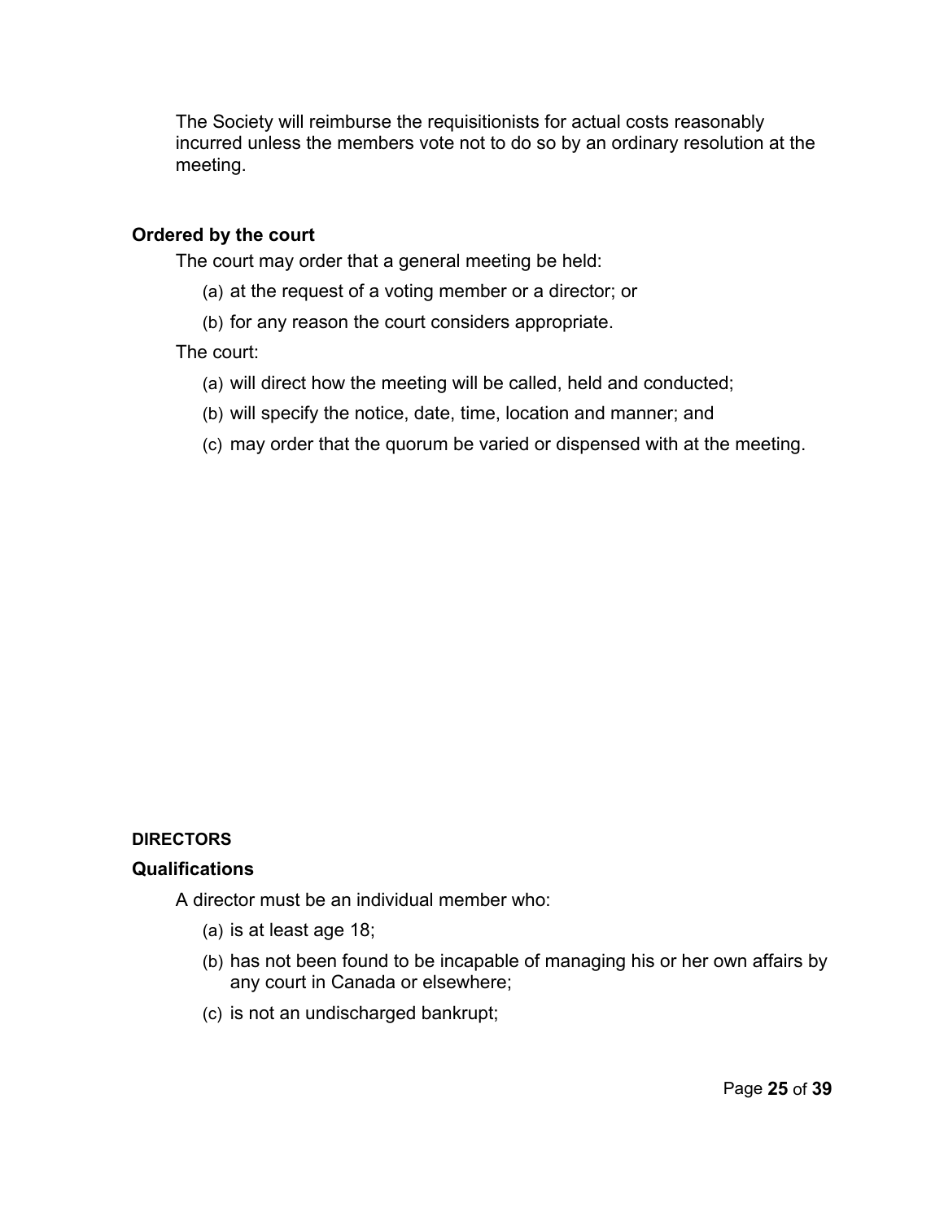The Society will reimburse the requisitionists for actual costs reasonably incurred unless the members vote not to do so by an ordinary resolution at the meeting.

### Ordered by the court

The court may order that a general meeting be held:

(a) at the request of a voting member or a director; or

(b) for any reason the court considers appropriate.

The court:

(a) will direct how the meeting will be called, held and conducted;

(b) will specify the notice, date, time, location and manner; and

(c) may order that the quorum be varied or dispensed with at the meeting.

## DIRECTORS

### Qualifications

A director must be an individual member who:

(a) is at least age 18;

(b) has not been found to be incapable of managing his or her own affairs by any court in Canada or elsewhere;

(c) is not an undischarged bankrupt;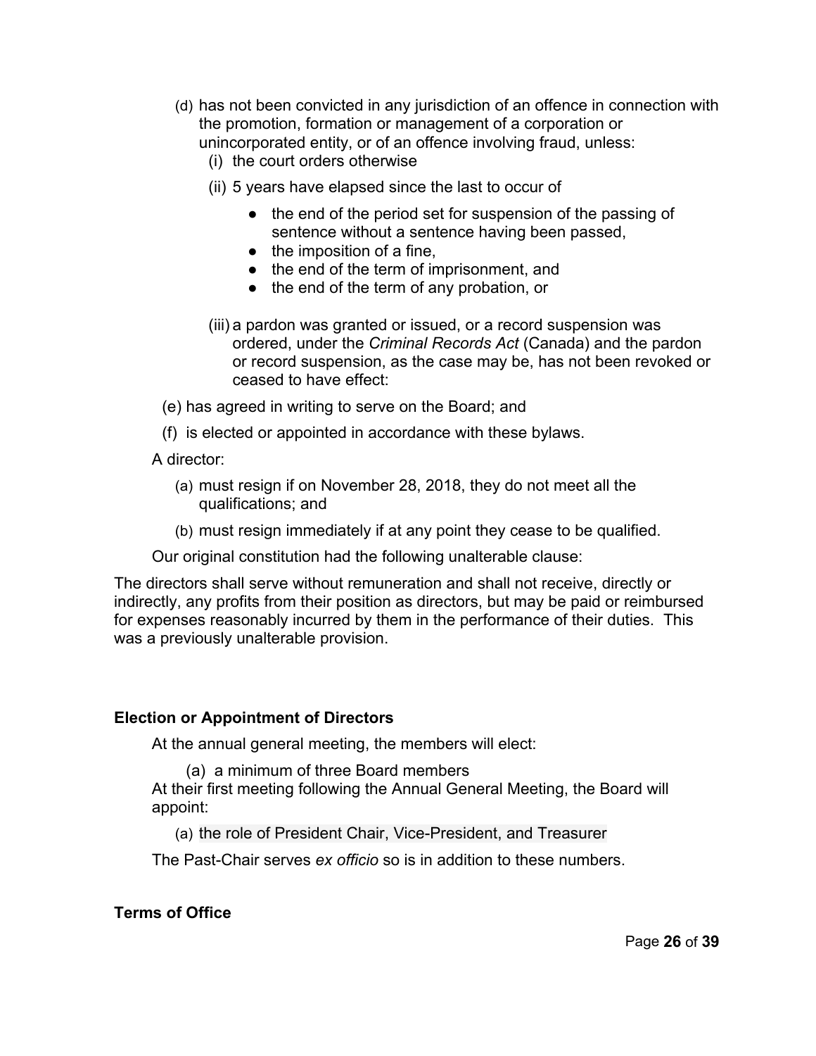(d) has not been convicted in any jurisdiction of an offence in connection with the promotion, formation or management of a corporation or unincorporated entity, or of an offence involving fraud, unless:

  (i) the court orders otherwise

  (ii) 5 years have elapsed since the last to occur of

  - the end of the period set for suspension of the passing of sentence without a sentence having been passed,
  - the imposition of a fine,
  - the end of the term of imprisonment, and
  - the end of the term of any probation, or

  (iii) a pardon was granted or issued, or a record suspension was ordered, under the *Criminal Records Act* (Canada) and the pardon or record suspension, as the case may be, has not been revoked or ceased to have effect:

(e) has agreed in writing to serve on the Board; and

(f) is elected or appointed in accordance with these bylaws.

A director:

(a) must resign if on November 28, 2018, they do not meet all the qualifications; and

(b) must resign immediately if at any point they cease to be qualified.

Our original constitution had the following unalterable clause:

The directors shall serve without remuneration and shall not receive, directly or indirectly, any profits from their position as directors, but may be paid or reimbursed for expenses reasonably incurred by them in the performance of their duties. This was a previously unalterable provision.

**Election or Appointment of Directors**

At the annual general meeting, the members will elect:

(a) a minimum of three Board members

At their first meeting following the Annual General Meeting, the Board will appoint:

(a) the role of President Chair, Vice-President, and Treasurer

The Past-Chair serves *ex officio* so is in addition to these numbers.

**Terms of Office**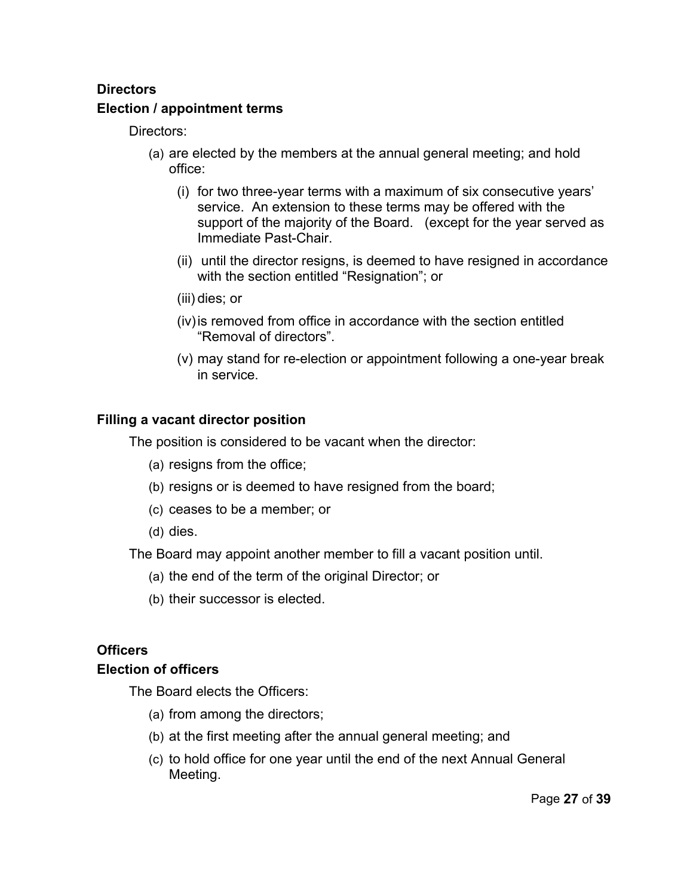**Directors**

**Election / appointment terms**

Directors:

(a) are elected by the members at the annual general meeting; and hold office:

  (i) for two three-year terms with a maximum of six consecutive years' service. An extension to these terms may be offered with the support of the majority of the Board. (except for the year served as Immediate Past-Chair.

  (ii) until the director resigns, is deemed to have resigned in accordance with the section entitled "Resignation"; or

  (iii) dies; or

  (iv) is removed from office in accordance with the section entitled "Removal of directors".

  (v) may stand for re-election or appointment following a one-year break in service.

**Filling a vacant director position**

The position is considered to be vacant when the director:

(a) resigns from the office;

(b) resigns or is deemed to have resigned from the board;

(c) ceases to be a member; or

(d) dies.

The Board may appoint another member to fill a vacant position until.

(a) the end of the term of the original Director; or

(b) their successor is elected.

**Officers**

**Election of officers**

The Board elects the Officers:

(a) from among the directors;

(b) at the first meeting after the annual general meeting; and

(c) to hold office for one year until the end of the next Annual General Meeting.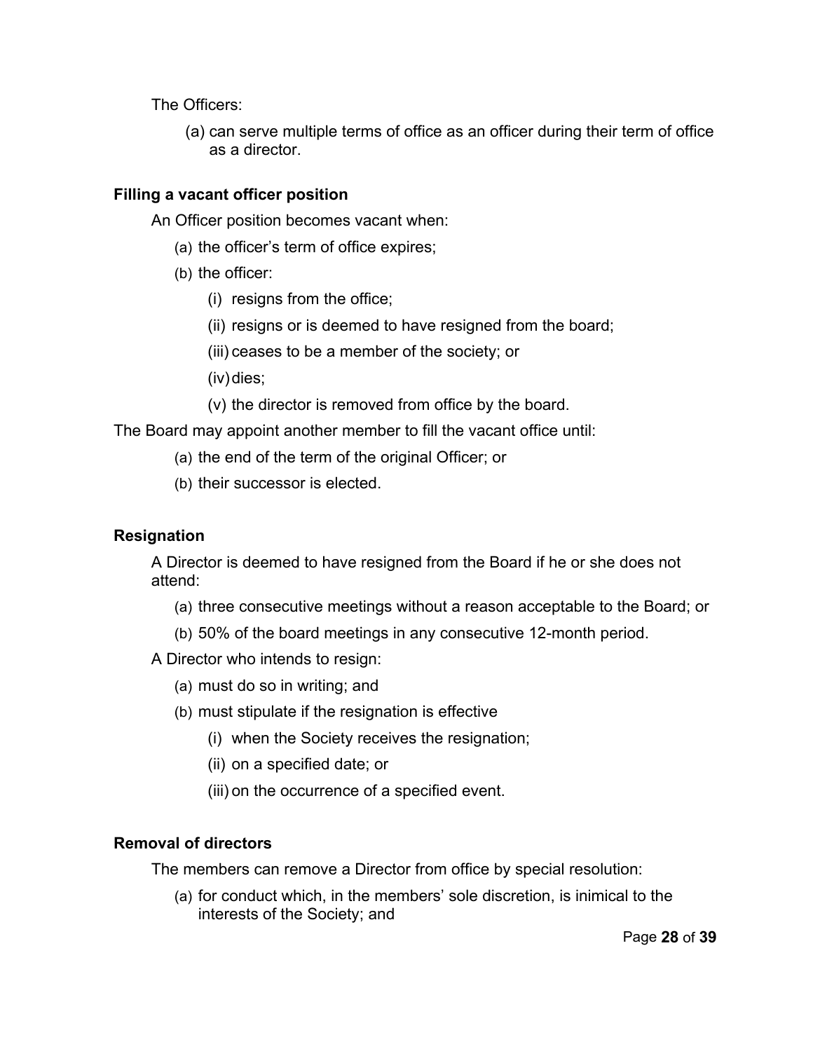The Officers:

(a) can serve multiple terms of office as an officer during their term of office as a director.

**Filling a vacant officer position**

An Officer position becomes vacant when:

(a) the officer's term of office expires;

(b) the officer:

(i) resigns from the office;

(ii) resigns or is deemed to have resigned from the board;

(iii) ceases to be a member of the society; or

(iv) dies;

(v) the director is removed from office by the board.

The Board may appoint another member to fill the vacant office until:

(a) the end of the term of the original Officer; or

(b) their successor is elected.

**Resignation**

A Director is deemed to have resigned from the Board if he or she does not attend:

(a) three consecutive meetings without a reason acceptable to the Board; or

(b) 50% of the board meetings in any consecutive 12-month period.

A Director who intends to resign:

(a) must do so in writing; and

(b) must stipulate if the resignation is effective

(i) when the Society receives the resignation;

(ii) on a specified date; or

(iii) on the occurrence of a specified event.

**Removal of directors**

The members can remove a Director from office by special resolution:

(a) for conduct which, in the members' sole discretion, is inimical to the interests of the Society; and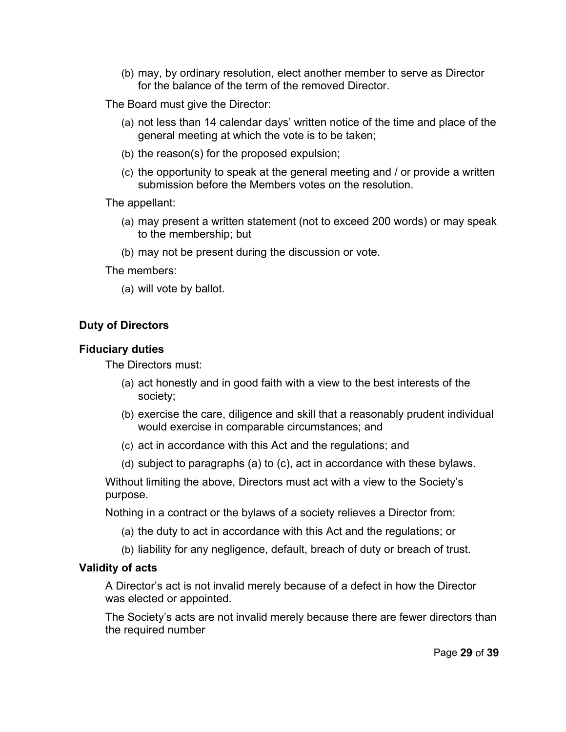(b) may, by ordinary resolution, elect another member to serve as Director for the balance of the term of the removed Director.

The Board must give the Director:

(a) not less than 14 calendar days' written notice of the time and place of the general meeting at which the vote is to be taken;

(b) the reason(s) for the proposed expulsion;

(c) the opportunity to speak at the general meeting and / or provide a written submission before the Members votes on the resolution.

The appellant:

(a) may present a written statement (not to exceed 200 words) or may speak to the membership; but

(b) may not be present during the discussion or vote.

The members:

(a) will vote by ballot.

## Duty of Directors

### Fiduciary duties

The Directors must:

(a) act honestly and in good faith with a view to the best interests of the society;

(b) exercise the care, diligence and skill that a reasonably prudent individual would exercise in comparable circumstances; and

(c) act in accordance with this Act and the regulations; and

(d) subject to paragraphs (a) to (c), act in accordance with these bylaws.

Without limiting the above, Directors must act with a view to the Society's purpose.

Nothing in a contract or the bylaws of a society relieves a Director from:

(a) the duty to act in accordance with this Act and the regulations; or

(b) liability for any negligence, default, breach of duty or breach of trust.

### Validity of acts

A Director's act is not invalid merely because of a defect in how the Director was elected or appointed.

The Society's acts are not invalid merely because there are fewer directors than the required number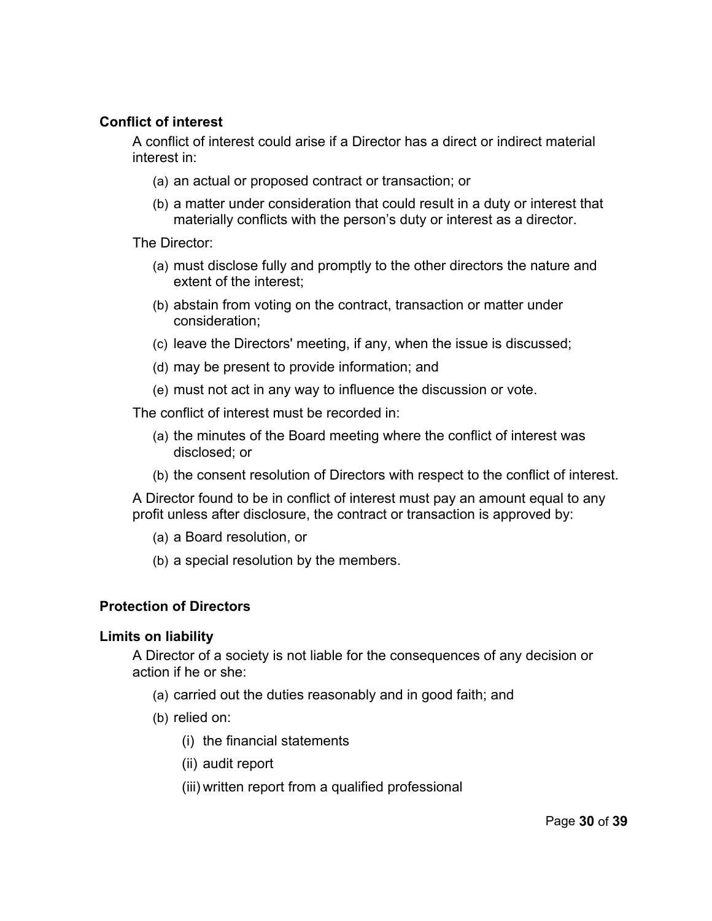### Conflict of interest

A conflict of interest could arise if a Director has a direct or indirect material interest in:

(a) an actual or proposed contract or transaction; or

(b) a matter under consideration that could result in a duty or interest that materially conflicts with the person's duty or interest as a director.

The Director:

(a) must disclose fully and promptly to the other directors the nature and extent of the interest;

(b) abstain from voting on the contract, transaction or matter under consideration;

(c) leave the Directors' meeting, if any, when the issue is discussed;

(d) may be present to provide information; and

(e) must not act in any way to influence the discussion or vote.

The conflict of interest must be recorded in:

(a) the minutes of the Board meeting where the conflict of interest was disclosed; or

(b) the consent resolution of Directors with respect to the conflict of interest.

A Director found to be in conflict of interest must pay an amount equal to any profit unless after disclosure, the contract or transaction is approved by:

(a) a Board resolution, or

(b) a special resolution by the members.

### Protection of Directors

### Limits on liability

A Director of a society is not liable for the consequences of any decision or action if he or she:

(a) carried out the duties reasonably and in good faith; and

(b) relied on:

(i) the financial statements

(ii) audit report

(iii) written report from a qualified professional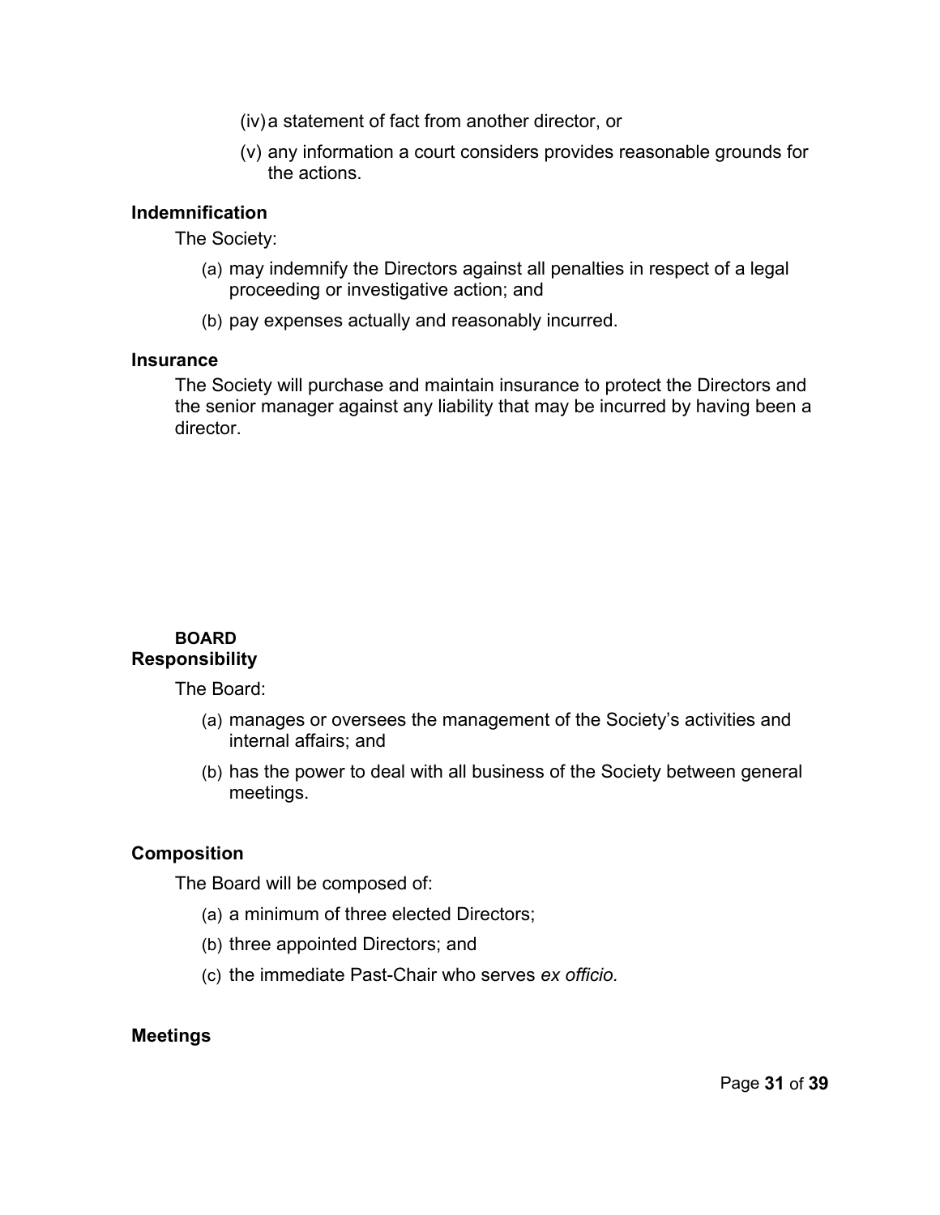(iv) a statement of fact from another director, or

(v) any information a court considers provides reasonable grounds for the actions.

**Indemnification**

The Society:

(a) may indemnify the Directors against all penalties in respect of a legal proceeding or investigative action; and

(b) pay expenses actually and reasonably incurred.

**Insurance**

The Society will purchase and maintain insurance to protect the Directors and the senior manager against any liability that may be incurred by having been a director.

**BOARD**

**Responsibility**

The Board:

(a) manages or oversees the management of the Society's activities and internal affairs; and

(b) has the power to deal with all business of the Society between general meetings.

**Composition**

The Board will be composed of:

(a) a minimum of three elected Directors;

(b) three appointed Directors; and

(c) the immediate Past-Chair who serves *ex officio.*

**Meetings**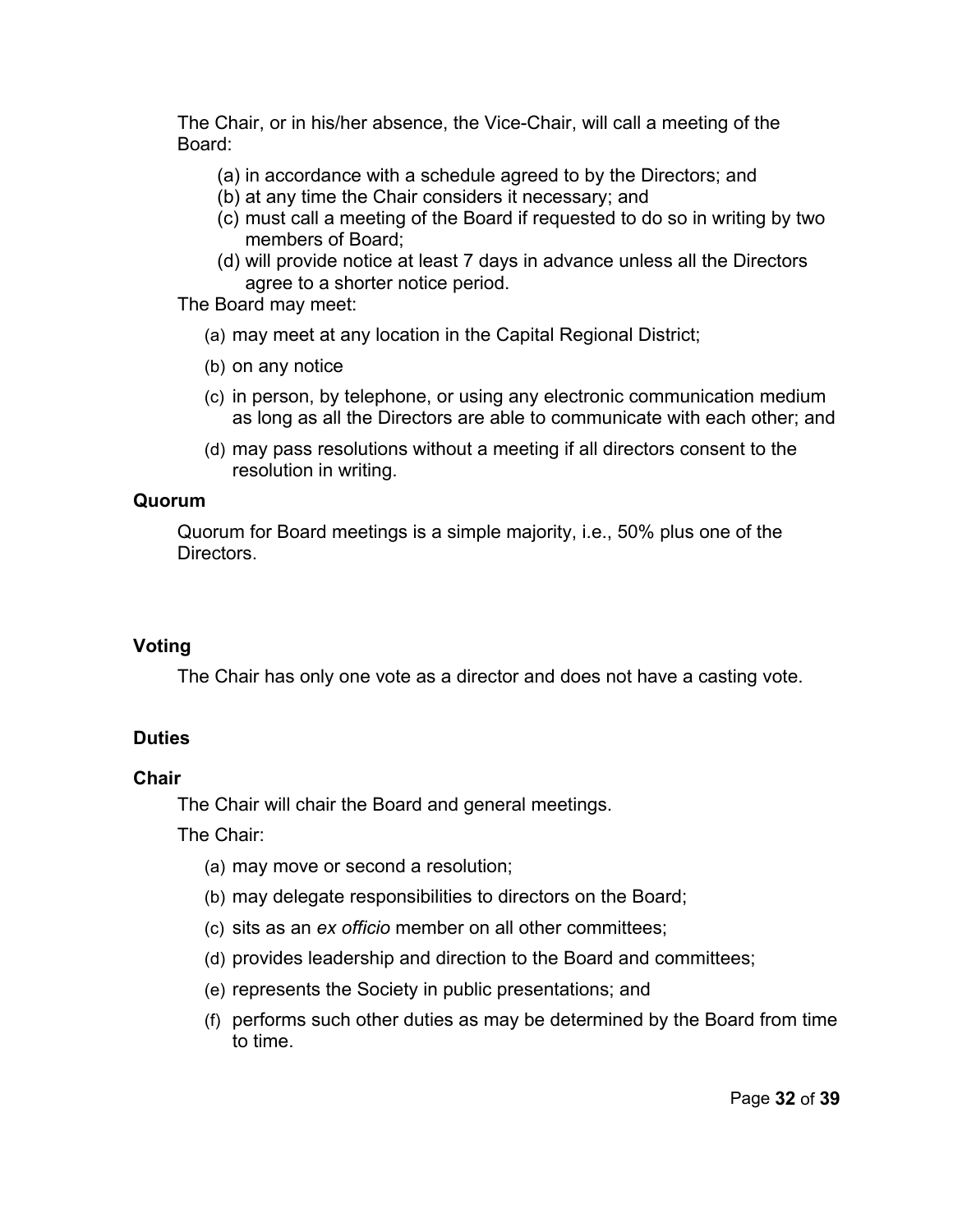The Chair, or in his/her absence, the Vice-Chair, will call a meeting of the Board:

(a) in accordance with a schedule agreed to by the Directors; and
(b) at any time the Chair considers it necessary; and
(c) must call a meeting of the Board if requested to do so in writing by two members of Board;
(d) will provide notice at least 7 days in advance unless all the Directors agree to a shorter notice period.

The Board may meet:

(a) may meet at any location in the Capital Regional District;
(b) on any notice
(c) in person, by telephone, or using any electronic communication medium as long as all the Directors are able to communicate with each other; and
(d) may pass resolutions without a meeting if all directors consent to the resolution in writing.

**Quorum**

Quorum for Board meetings is a simple majority, i.e., 50% plus one of the Directors.

**Voting**

The Chair has only one vote as a director and does not have a casting vote.

**Duties**

**Chair**

The Chair will chair the Board and general meetings.

The Chair:

(a) may move or second a resolution;
(b) may delegate responsibilities to directors on the Board;
(c) sits as an *ex officio* member on all other committees;
(d) provides leadership and direction to the Board and committees;
(e) represents the Society in public presentations; and
(f) performs such other duties as may be determined by the Board from time to time.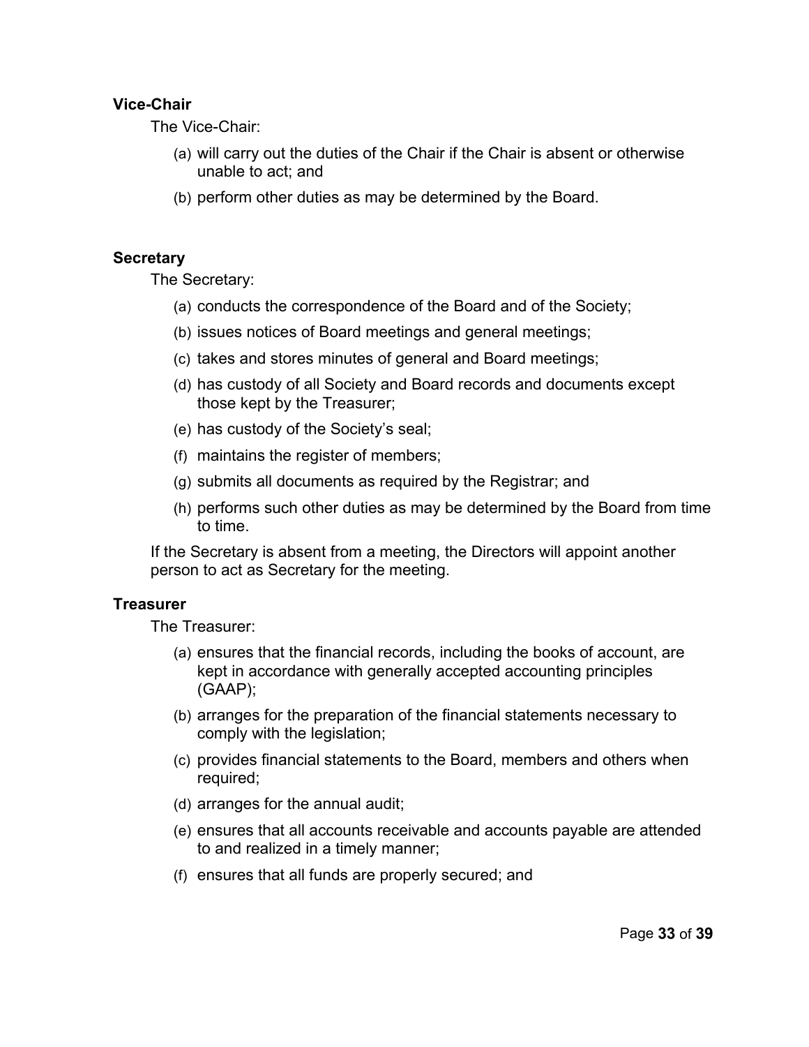**Vice-Chair**

The Vice-Chair:

(a) will carry out the duties of the Chair if the Chair is absent or otherwise unable to act; and

(b) perform other duties as may be determined by the Board.

**Secretary**

The Secretary:

(a) conducts the correspondence of the Board and of the Society;

(b) issues notices of Board meetings and general meetings;

(c) takes and stores minutes of general and Board meetings;

(d) has custody of all Society and Board records and documents except those kept by the Treasurer;

(e) has custody of the Society's seal;

(f) maintains the register of members;

(g) submits all documents as required by the Registrar; and

(h) performs such other duties as may be determined by the Board from time to time.

If the Secretary is absent from a meeting, the Directors will appoint another person to act as Secretary for the meeting.

**Treasurer**

The Treasurer:

(a) ensures that the financial records, including the books of account, are kept in accordance with generally accepted accounting principles (GAAP);

(b) arranges for the preparation of the financial statements necessary to comply with the legislation;

(c) provides financial statements to the Board, members and others when required;

(d) arranges for the annual audit;

(e) ensures that all accounts receivable and accounts payable are attended to and realized in a timely manner;

(f) ensures that all funds are properly secured; and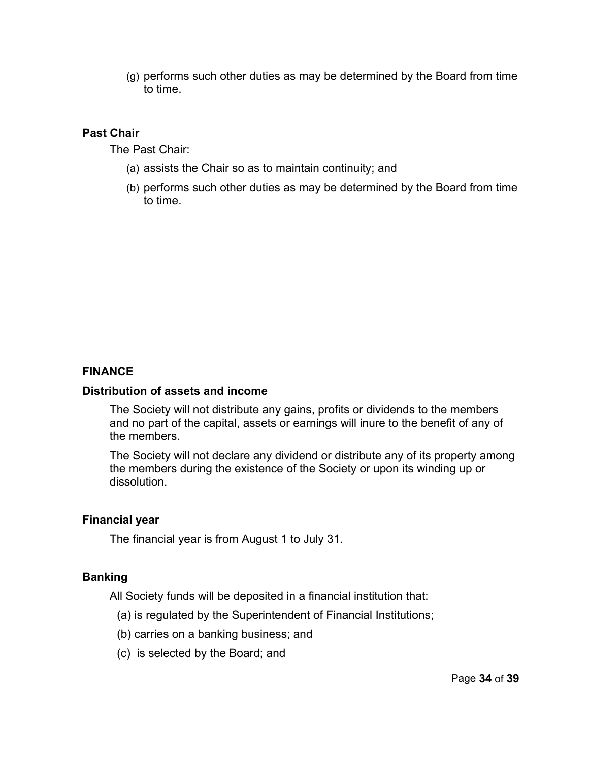(g) performs such other duties as may be determined by the Board from time to time.

**Past Chair**

The Past Chair:

(a) assists the Chair so as to maintain continuity; and

(b) performs such other duties as may be determined by the Board from time to time.

## FINANCE

**Distribution of assets and income**

The Society will not distribute any gains, profits or dividends to the members and no part of the capital, assets or earnings will inure to the benefit of any of the members.

The Society will not declare any dividend or distribute any of its property among the members during the existence of the Society or upon its winding up or dissolution.

**Financial year**

The financial year is from August 1 to July 31.

**Banking**

All Society funds will be deposited in a financial institution that:

(a) is regulated by the Superintendent of Financial Institutions;

(b) carries on a banking business; and

(c) is selected by the Board; and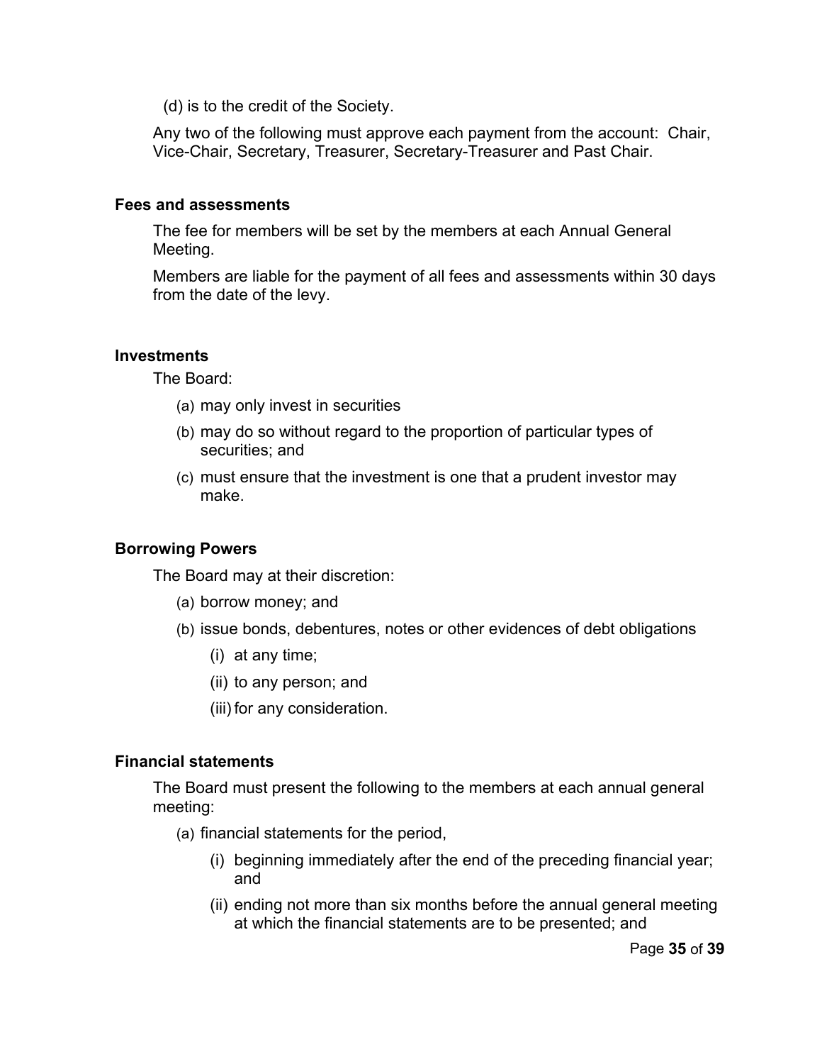(d) is to the credit of the Society.

Any two of the following must approve each payment from the account: Chair, Vice-Chair, Secretary, Treasurer, Secretary-Treasurer and Past Chair.

**Fees and assessments**

The fee for members will be set by the members at each Annual General Meeting.

Members are liable for the payment of all fees and assessments within 30 days from the date of the levy.

**Investments**

The Board:

(a) may only invest in securities

(b) may do so without regard to the proportion of particular types of securities; and

(c) must ensure that the investment is one that a prudent investor may make.

**Borrowing Powers**

The Board may at their discretion:

(a) borrow money; and

(b) issue bonds, debentures, notes or other evidences of debt obligations

(i) at any time;

(ii) to any person; and

(iii) for any consideration.

**Financial statements**

The Board must present the following to the members at each annual general meeting:

(a) financial statements for the period,

(i) beginning immediately after the end of the preceding financial year; and

(ii) ending not more than six months before the annual general meeting at which the financial statements are to be presented; and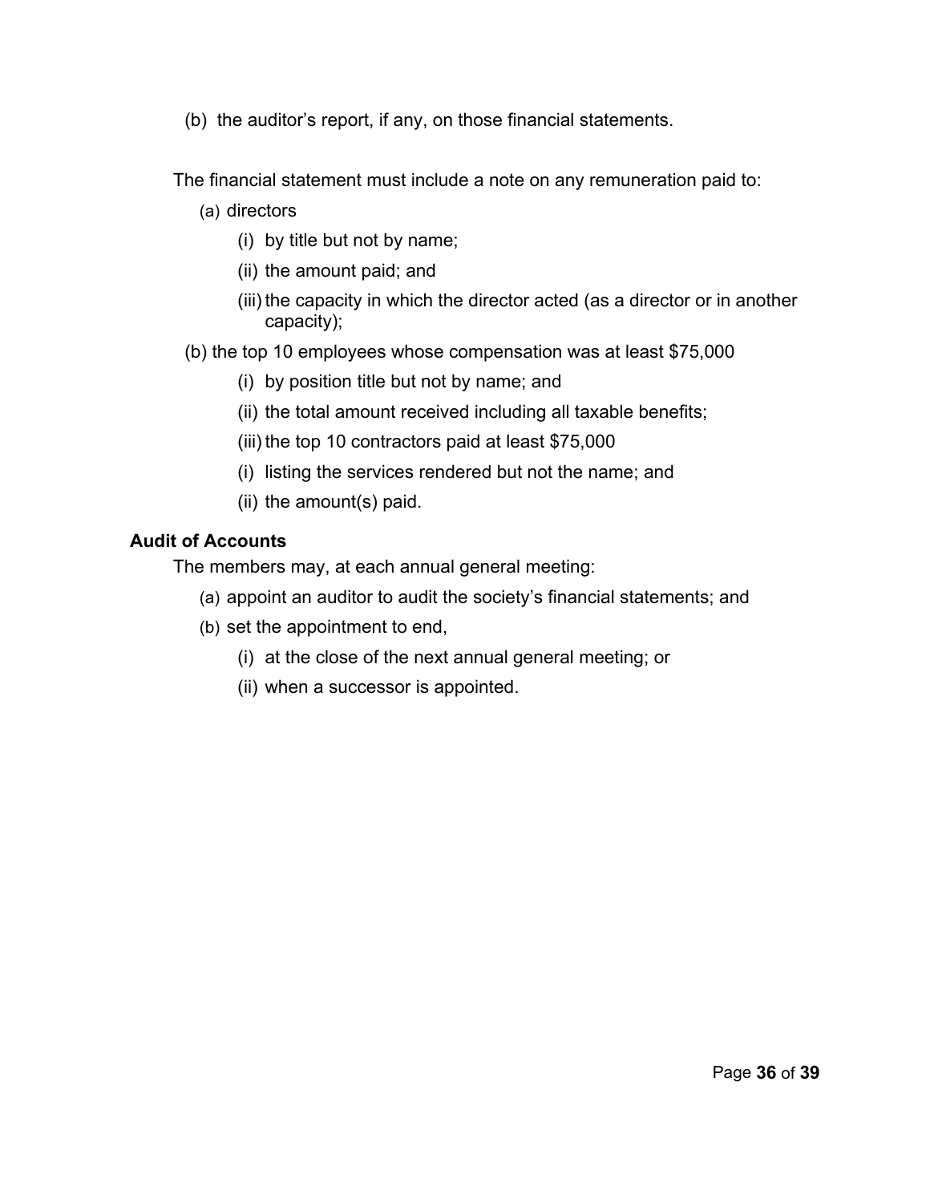(b) the auditor's report, if any, on those financial statements.

The financial statement must include a note on any remuneration paid to:

(a) directors
   - (i) by title but not by name;
   - (ii) the amount paid; and
   - (iii) the capacity in which the director acted (as a director or in another capacity);

(b) the top 10 employees whose compensation was at least $75,000
   - (i) by position title but not by name; and
   - (ii) the total amount received including all taxable benefits;
   - (iii) the top 10 contractors paid at least $75,000
   - (i) listing the services rendered but not the name; and
   - (ii) the amount(s) paid.

**Audit of Accounts**

The members may, at each annual general meeting:

(a) appoint an auditor to audit the society's financial statements; and

(b) set the appointment to end,
   - (i) at the close of the next annual general meeting; or
   - (ii) when a successor is appointed.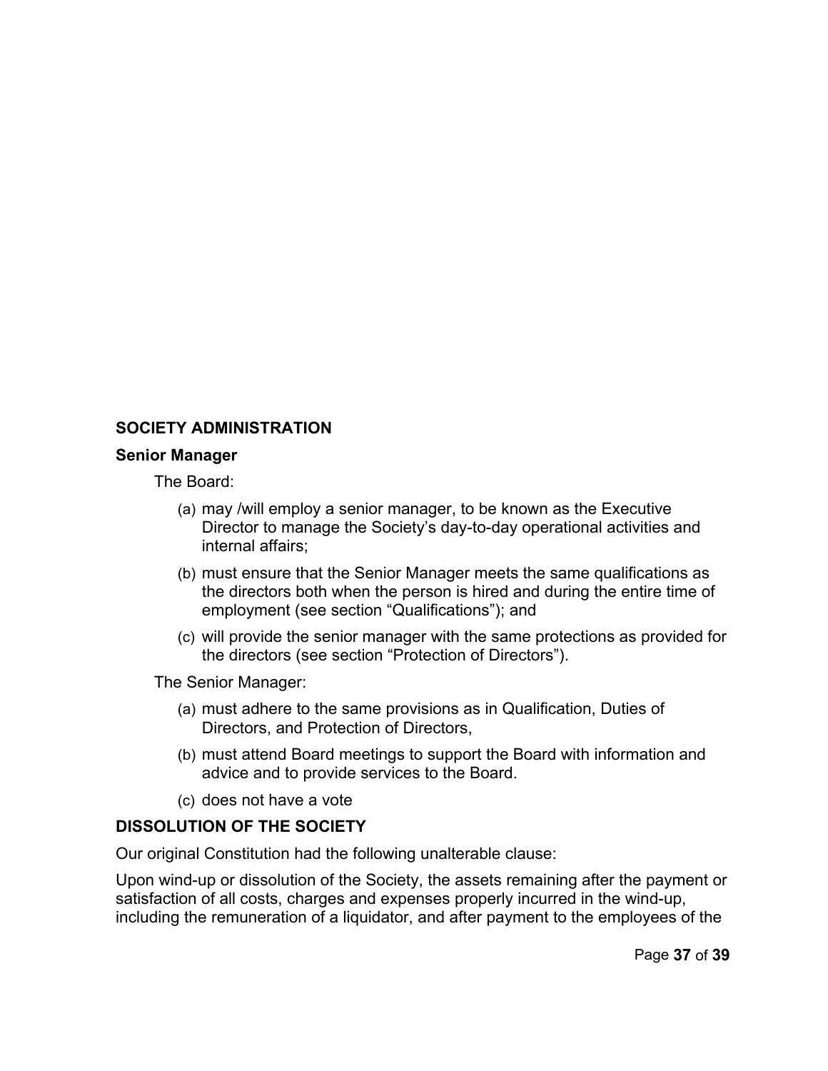## SOCIETY ADMINISTRATION

### Senior Manager

The Board:

(a) may /will employ a senior manager, to be known as the Executive Director to manage the Society's day-to-day operational activities and internal affairs;

(b) must ensure that the Senior Manager meets the same qualifications as the directors both when the person is hired and during the entire time of employment (see section "Qualifications"); and

(c) will provide the senior manager with the same protections as provided for the directors (see section "Protection of Directors").

The Senior Manager:

(a) must adhere to the same provisions as in Qualification, Duties of Directors, and Protection of Directors,

(b) must attend Board meetings to support the Board with information and advice and to provide services to the Board.

(c) does not have a vote

## DISSOLUTION OF THE SOCIETY

Our original Constitution had the following unalterable clause:

Upon wind-up or dissolution of the Society, the assets remaining after the payment or satisfaction of all costs, charges and expenses properly incurred in the wind-up, including the remuneration of a liquidator, and after payment to the employees of the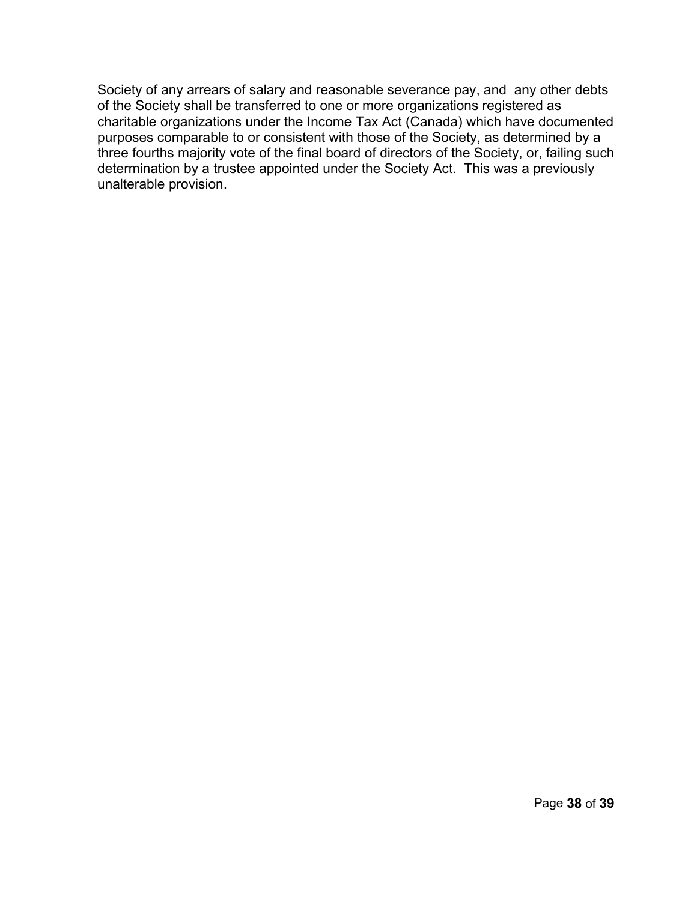Society of any arrears of salary and reasonable severance pay, and any other debts of the Society shall be transferred to one or more organizations registered as charitable organizations under the Income Tax Act (Canada) which have documented purposes comparable to or consistent with those of the Society, as determined by a three fourths majority vote of the final board of directors of the Society, or, failing such determination by a trustee appointed under the Society Act. This was a previously unalterable provision.